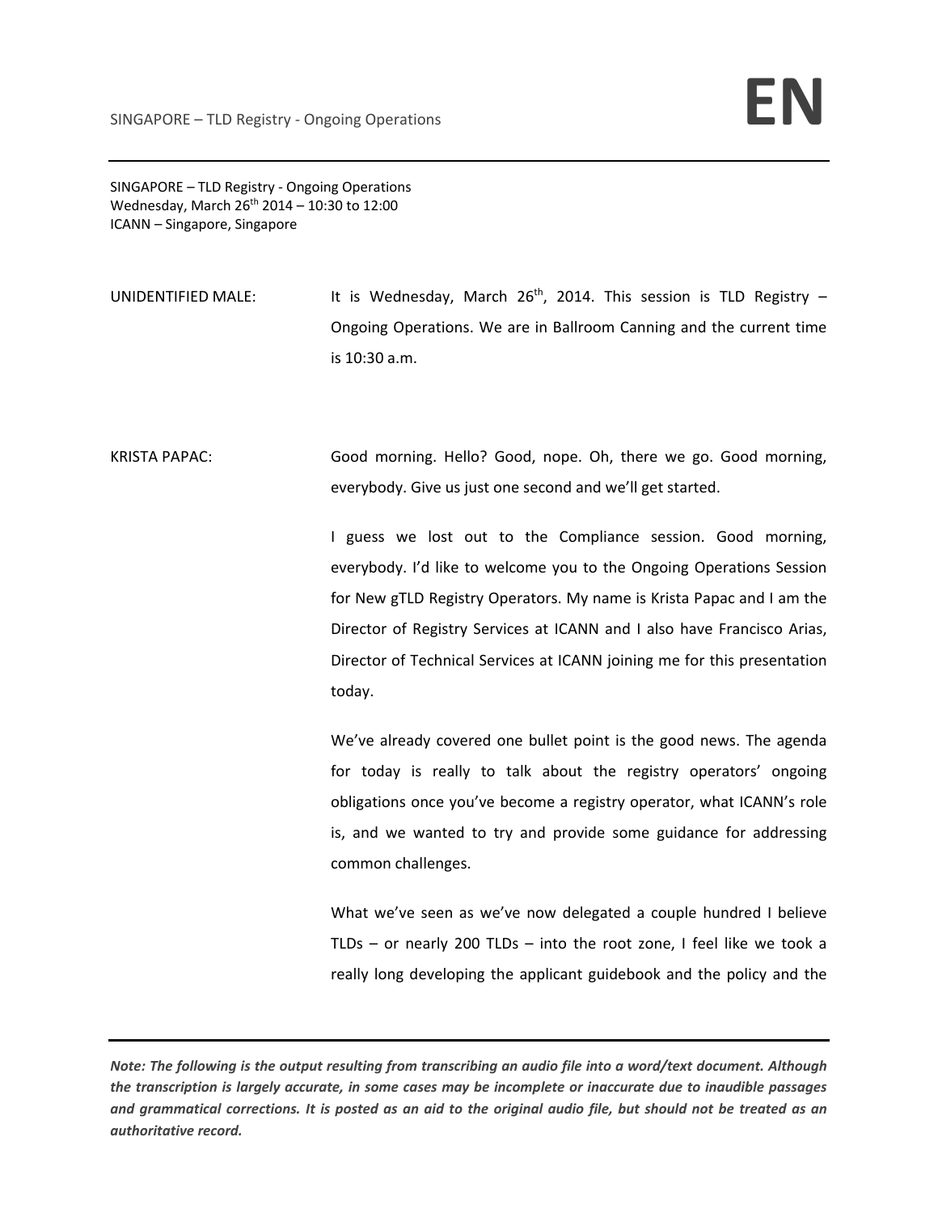SINGAPORE – TLD Registry - Ongoing Operations
Wednesday, March 26th 2014 – 10:30 to 12:00
ICANN – Singapore, Singapore

UNIDENTIFIED MALE: It is Wednesday, March 26th, 2014. This session is TLD Registry – Ongoing Operations. We are in Ballroom Canning and the current time is 10:30 a.m.

KRISTA PAPAC: Good morning. Hello? Good, nope. Oh, there we go. Good morning, everybody. Give us just one second and we'll get started.

I guess we lost out to the Compliance session. Good morning, everybody. I'd like to welcome you to the Ongoing Operations Session for New gTLD Registry Operators. My name is Krista Papac and I am the Director of Registry Services at ICANN and I also have Francisco Arias, Director of Technical Services at ICANN joining me for this presentation today.

We've already covered one bullet point is the good news. The agenda for today is really to talk about the registry operators' ongoing obligations once you've become a registry operator, what ICANN's role is, and we wanted to try and provide some guidance for addressing common challenges.

What we've seen as we've now delegated a couple hundred I believe TLDs – or nearly 200 TLDs – into the root zone, I feel like we took a really long developing the applicant guidebook and the policy and the

***Note: The following is the output resulting from transcribing an audio file into a word/text document. Although the transcription is largely accurate, in some cases may be incomplete or inaccurate due to inaudible passages and grammatical corrections. It is posted as an aid to the original audio file, but should not be treated as an authoritative record.***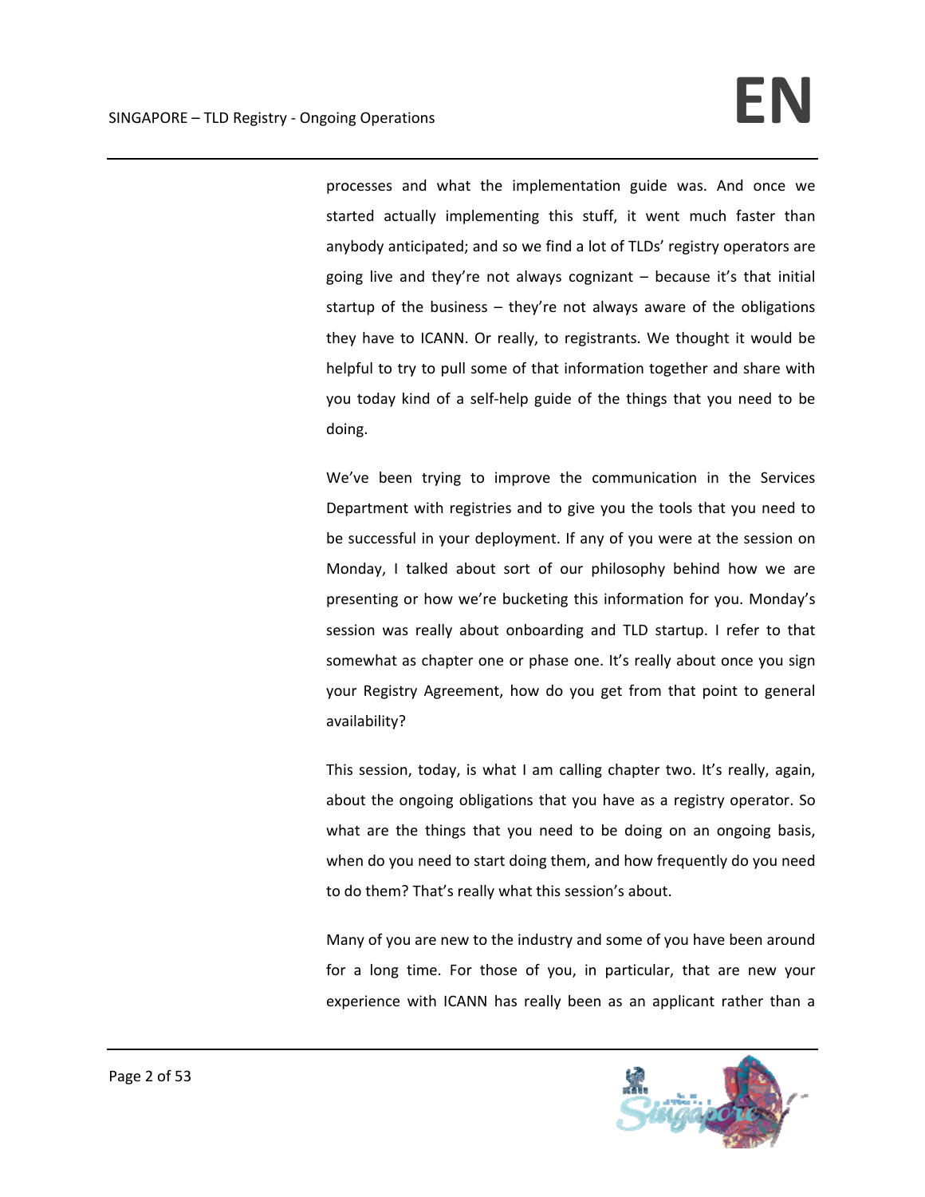processes and what the implementation guide was. And once we started actually implementing this stuff, it went much faster than anybody anticipated; and so we find a lot of TLDs' registry operators are going live and they're not always cognizant – because it's that initial startup of the business – they're not always aware of the obligations they have to ICANN. Or really, to registrants. We thought it would be helpful to try to pull some of that information together and share with you today kind of a self-help guide of the things that you need to be doing.

We've been trying to improve the communication in the Services Department with registries and to give you the tools that you need to be successful in your deployment. If any of you were at the session on Monday, I talked about sort of our philosophy behind how we are presenting or how we're bucketing this information for you. Monday's session was really about onboarding and TLD startup. I refer to that somewhat as chapter one or phase one. It's really about once you sign your Registry Agreement, how do you get from that point to general availability?

This session, today, is what I am calling chapter two. It's really, again, about the ongoing obligations that you have as a registry operator. So what are the things that you need to be doing on an ongoing basis, when do you need to start doing them, and how frequently do you need to do them? That's really what this session's about.

Many of you are new to the industry and some of you have been around for a long time. For those of you, in particular, that are new your experience with ICANN has really been as an applicant rather than a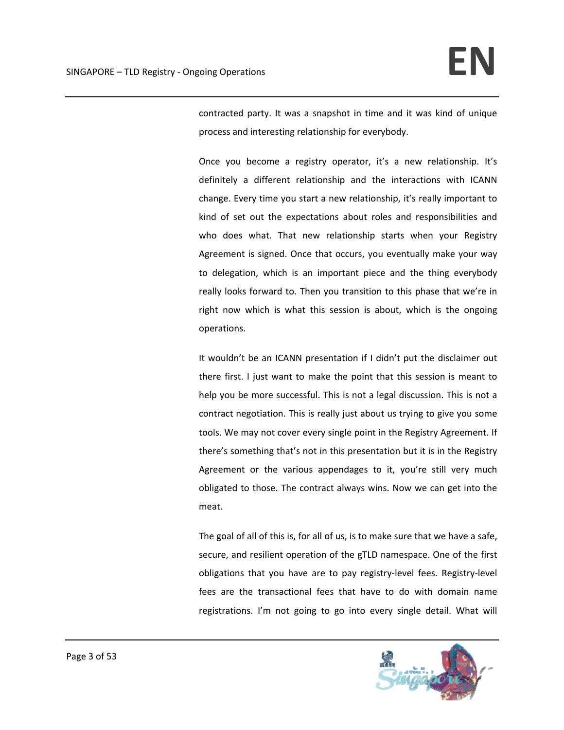contracted party. It was a snapshot in time and it was kind of unique process and interesting relationship for everybody.

Once you become a registry operator, it's a new relationship. It's definitely a different relationship and the interactions with ICANN change. Every time you start a new relationship, it's really important to kind of set out the expectations about roles and responsibilities and who does what. That new relationship starts when your Registry Agreement is signed. Once that occurs, you eventually make your way to delegation, which is an important piece and the thing everybody really looks forward to. Then you transition to this phase that we're in right now which is what this session is about, which is the ongoing operations.

It wouldn't be an ICANN presentation if I didn't put the disclaimer out there first. I just want to make the point that this session is meant to help you be more successful. This is not a legal discussion. This is not a contract negotiation. This is really just about us trying to give you some tools. We may not cover every single point in the Registry Agreement. If there's something that's not in this presentation but it is in the Registry Agreement or the various appendages to it, you're still very much obligated to those. The contract always wins. Now we can get into the meat.

The goal of all of this is, for all of us, is to make sure that we have a safe, secure, and resilient operation of the gTLD namespace. One of the first obligations that you have are to pay registry-level fees. Registry-level fees are the transactional fees that have to do with domain name registrations. I'm not going to go into every single detail. What will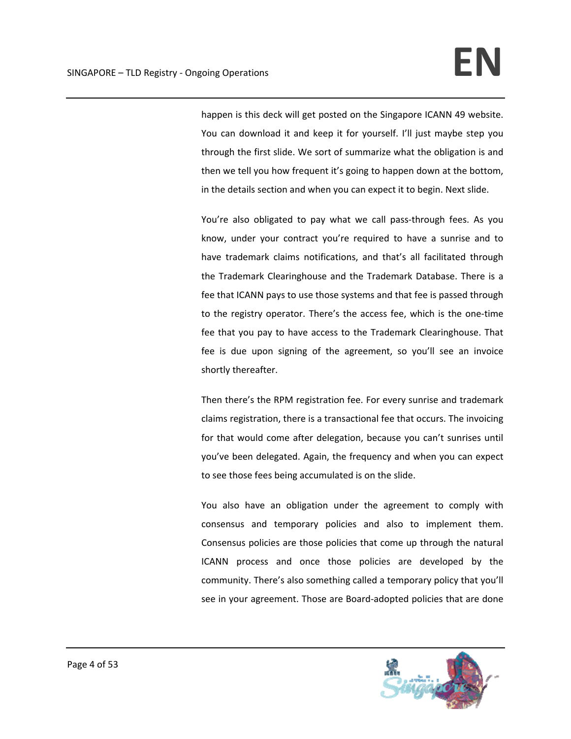happen is this deck will get posted on the Singapore ICANN 49 website. You can download it and keep it for yourself. I'll just maybe step you through the first slide. We sort of summarize what the obligation is and then we tell you how frequent it's going to happen down at the bottom, in the details section and when you can expect it to begin. Next slide.

You're also obligated to pay what we call pass-through fees. As you know, under your contract you're required to have a sunrise and to have trademark claims notifications, and that's all facilitated through the Trademark Clearinghouse and the Trademark Database. There is a fee that ICANN pays to use those systems and that fee is passed through to the registry operator. There's the access fee, which is the one-time fee that you pay to have access to the Trademark Clearinghouse. That fee is due upon signing of the agreement, so you'll see an invoice shortly thereafter.

Then there's the RPM registration fee. For every sunrise and trademark claims registration, there is a transactional fee that occurs. The invoicing for that would come after delegation, because you can't sunrises until you've been delegated. Again, the frequency and when you can expect to see those fees being accumulated is on the slide.

You also have an obligation under the agreement to comply with consensus and temporary policies and also to implement them. Consensus policies are those policies that come up through the natural ICANN process and once those policies are developed by the community. There's also something called a temporary policy that you'll see in your agreement. Those are Board-adopted policies that are done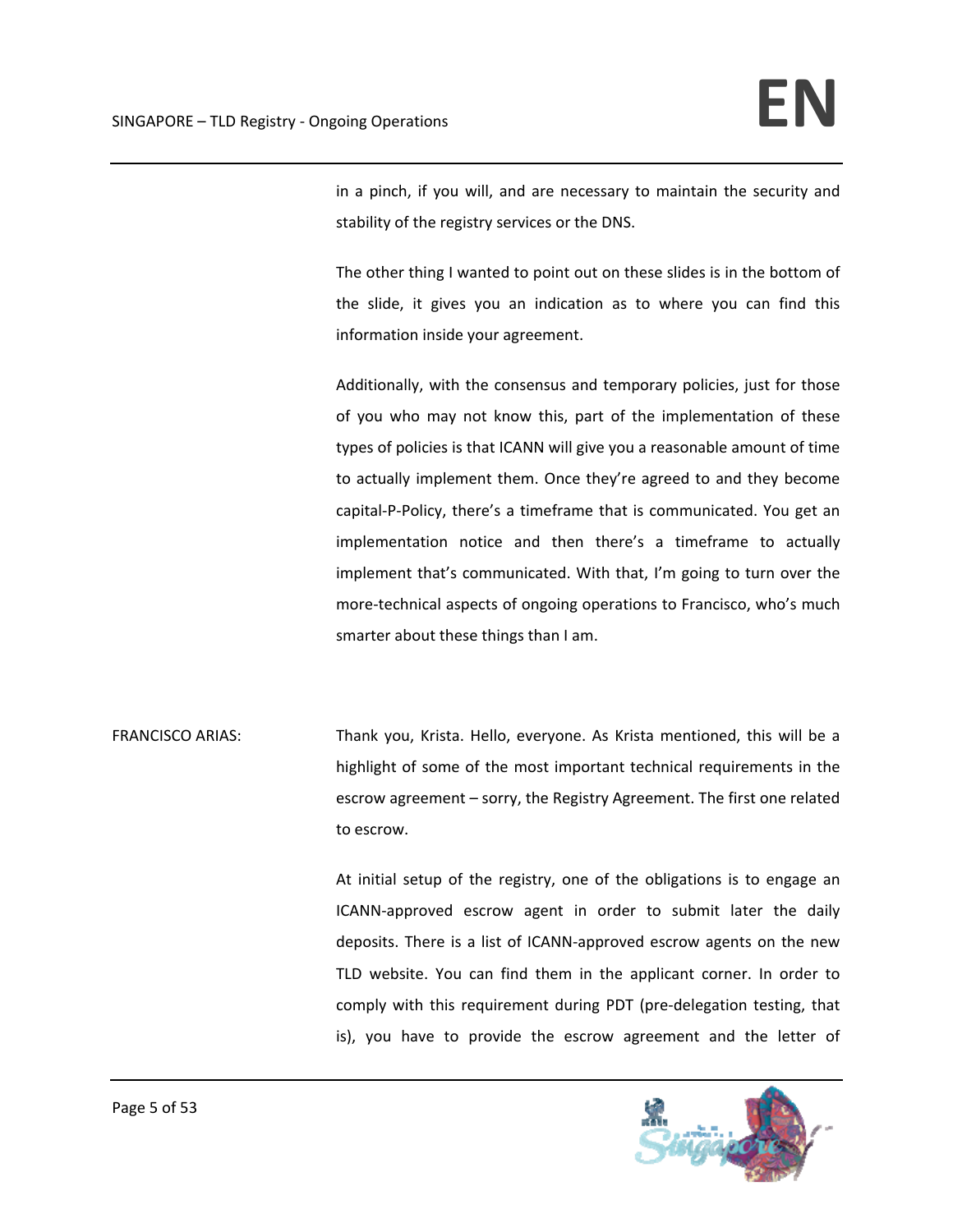in a pinch, if you will, and are necessary to maintain the security and stability of the registry services or the DNS.

The other thing I wanted to point out on these slides is in the bottom of the slide, it gives you an indication as to where you can find this information inside your agreement.

Additionally, with the consensus and temporary policies, just for those of you who may not know this, part of the implementation of these types of policies is that ICANN will give you a reasonable amount of time to actually implement them. Once they're agreed to and they become capital-P-Policy, there's a timeframe that is communicated. You get an implementation notice and then there's a timeframe to actually implement that's communicated. With that, I'm going to turn over the more-technical aspects of ongoing operations to Francisco, who's much smarter about these things than I am.

FRANCISCO ARIAS: Thank you, Krista. Hello, everyone. As Krista mentioned, this will be a highlight of some of the most important technical requirements in the escrow agreement – sorry, the Registry Agreement. The first one related to escrow.

At initial setup of the registry, one of the obligations is to engage an ICANN-approved escrow agent in order to submit later the daily deposits. There is a list of ICANN-approved escrow agents on the new TLD website. You can find them in the applicant corner. In order to comply with this requirement during PDT (pre-delegation testing, that is), you have to provide the escrow agreement and the letter of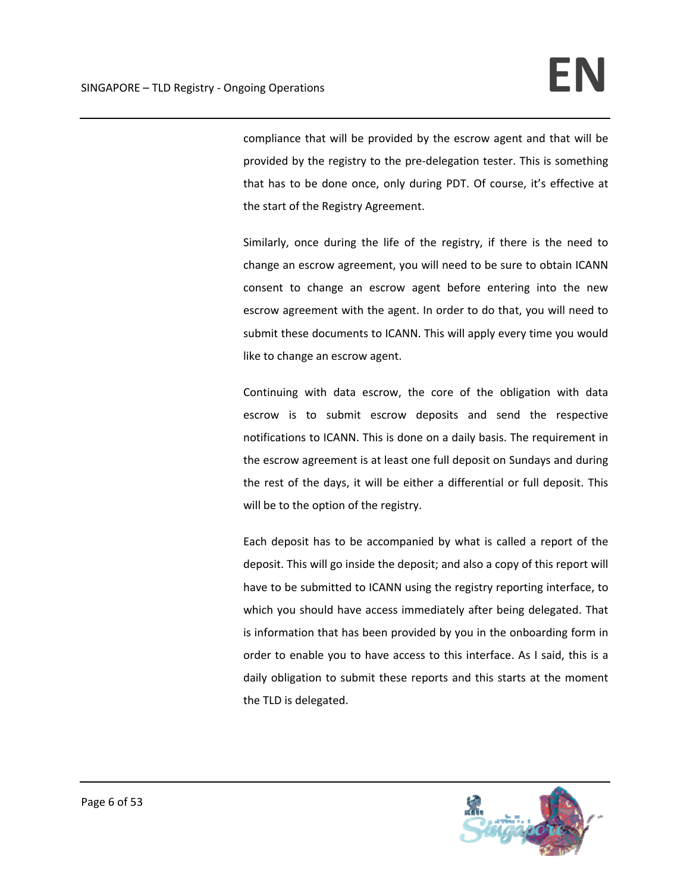compliance that will be provided by the escrow agent and that will be provided by the registry to the pre-delegation tester. This is something that has to be done once, only during PDT. Of course, it's effective at the start of the Registry Agreement.

Similarly, once during the life of the registry, if there is the need to change an escrow agreement, you will need to be sure to obtain ICANN consent to change an escrow agent before entering into the new escrow agreement with the agent. In order to do that, you will need to submit these documents to ICANN. This will apply every time you would like to change an escrow agent.

Continuing with data escrow, the core of the obligation with data escrow is to submit escrow deposits and send the respective notifications to ICANN. This is done on a daily basis. The requirement in the escrow agreement is at least one full deposit on Sundays and during the rest of the days, it will be either a differential or full deposit. This will be to the option of the registry.

Each deposit has to be accompanied by what is called a report of the deposit. This will go inside the deposit; and also a copy of this report will have to be submitted to ICANN using the registry reporting interface, to which you should have access immediately after being delegated. That is information that has been provided by you in the onboarding form in order to enable you to have access to this interface. As I said, this is a daily obligation to submit these reports and this starts at the moment the TLD is delegated.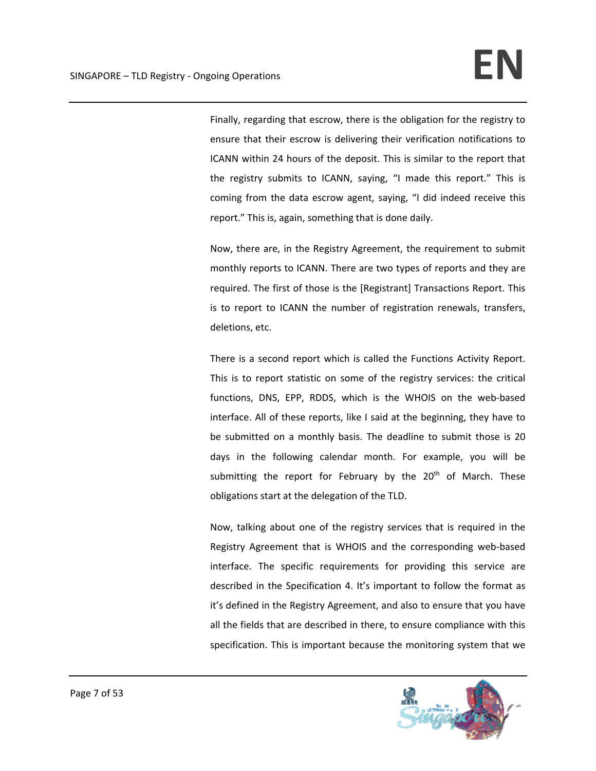Finally, regarding that escrow, there is the obligation for the registry to ensure that their escrow is delivering their verification notifications to ICANN within 24 hours of the deposit. This is similar to the report that the registry submits to ICANN, saying, "I made this report." This is coming from the data escrow agent, saying, "I did indeed receive this report." This is, again, something that is done daily.

Now, there are, in the Registry Agreement, the requirement to submit monthly reports to ICANN. There are two types of reports and they are required. The first of those is the [Registrant] Transactions Report. This is to report to ICANN the number of registration renewals, transfers, deletions, etc.

There is a second report which is called the Functions Activity Report. This is to report statistic on some of the registry services: the critical functions, DNS, EPP, RDDS, which is the WHOIS on the web-based interface. All of these reports, like I said at the beginning, they have to be submitted on a monthly basis. The deadline to submit those is 20 days in the following calendar month. For example, you will be submitting the report for February by the 20th of March. These obligations start at the delegation of the TLD.

Now, talking about one of the registry services that is required in the Registry Agreement that is WHOIS and the corresponding web-based interface. The specific requirements for providing this service are described in the Specification 4. It's important to follow the format as it's defined in the Registry Agreement, and also to ensure that you have all the fields that are described in there, to ensure compliance with this specification. This is important because the monitoring system that we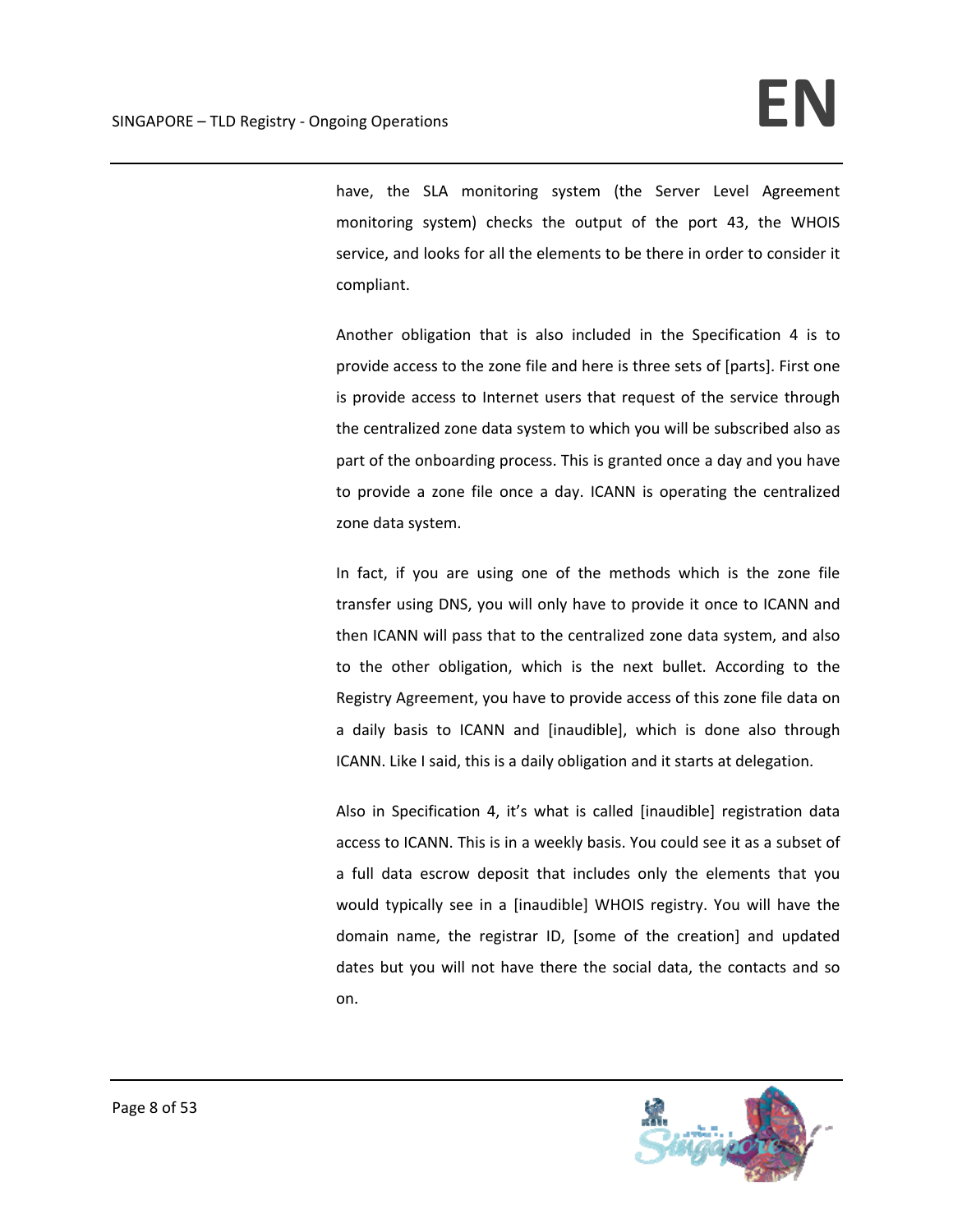have, the SLA monitoring system (the Server Level Agreement monitoring system) checks the output of the port 43, the WHOIS service, and looks for all the elements to be there in order to consider it compliant.

Another obligation that is also included in the Specification 4 is to provide access to the zone file and here is three sets of [parts]. First one is provide access to Internet users that request of the service through the centralized zone data system to which you will be subscribed also as part of the onboarding process. This is granted once a day and you have to provide a zone file once a day. ICANN is operating the centralized zone data system.

In fact, if you are using one of the methods which is the zone file transfer using DNS, you will only have to provide it once to ICANN and then ICANN will pass that to the centralized zone data system, and also to the other obligation, which is the next bullet. According to the Registry Agreement, you have to provide access of this zone file data on a daily basis to ICANN and [inaudible], which is done also through ICANN. Like I said, this is a daily obligation and it starts at delegation.

Also in Specification 4, it's what is called [inaudible] registration data access to ICANN. This is in a weekly basis. You could see it as a subset of a full data escrow deposit that includes only the elements that you would typically see in a [inaudible] WHOIS registry. You will have the domain name, the registrar ID, [some of the creation] and updated dates but you will not have there the social data, the contacts and so on.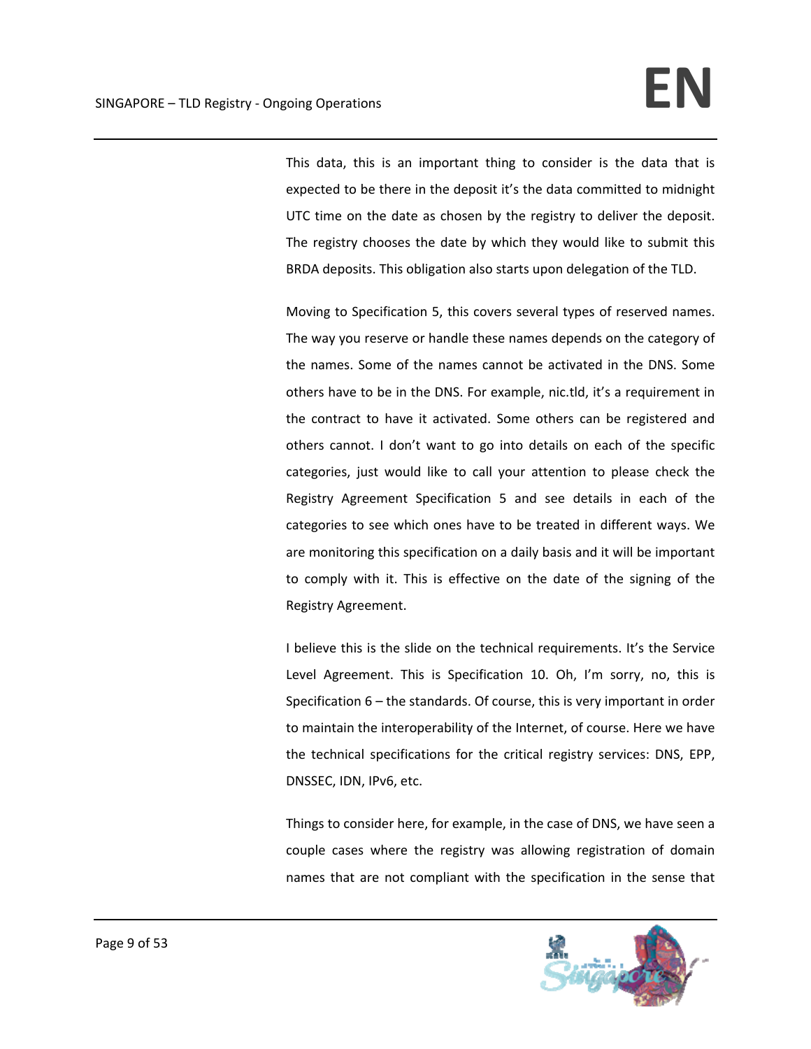This data, this is an important thing to consider is the data that is expected to be there in the deposit it's the data committed to midnight UTC time on the date as chosen by the registry to deliver the deposit. The registry chooses the date by which they would like to submit this BRDA deposits. This obligation also starts upon delegation of the TLD.

Moving to Specification 5, this covers several types of reserved names. The way you reserve or handle these names depends on the category of the names. Some of the names cannot be activated in the DNS. Some others have to be in the DNS. For example, nic.tld, it's a requirement in the contract to have it activated. Some others can be registered and others cannot. I don't want to go into details on each of the specific categories, just would like to call your attention to please check the Registry Agreement Specification 5 and see details in each of the categories to see which ones have to be treated in different ways. We are monitoring this specification on a daily basis and it will be important to comply with it. This is effective on the date of the signing of the Registry Agreement.

I believe this is the slide on the technical requirements. It's the Service Level Agreement. This is Specification 10. Oh, I'm sorry, no, this is Specification 6 – the standards. Of course, this is very important in order to maintain the interoperability of the Internet, of course. Here we have the technical specifications for the critical registry services: DNS, EPP, DNSSEC, IDN, IPv6, etc.

Things to consider here, for example, in the case of DNS, we have seen a couple cases where the registry was allowing registration of domain names that are not compliant with the specification in the sense that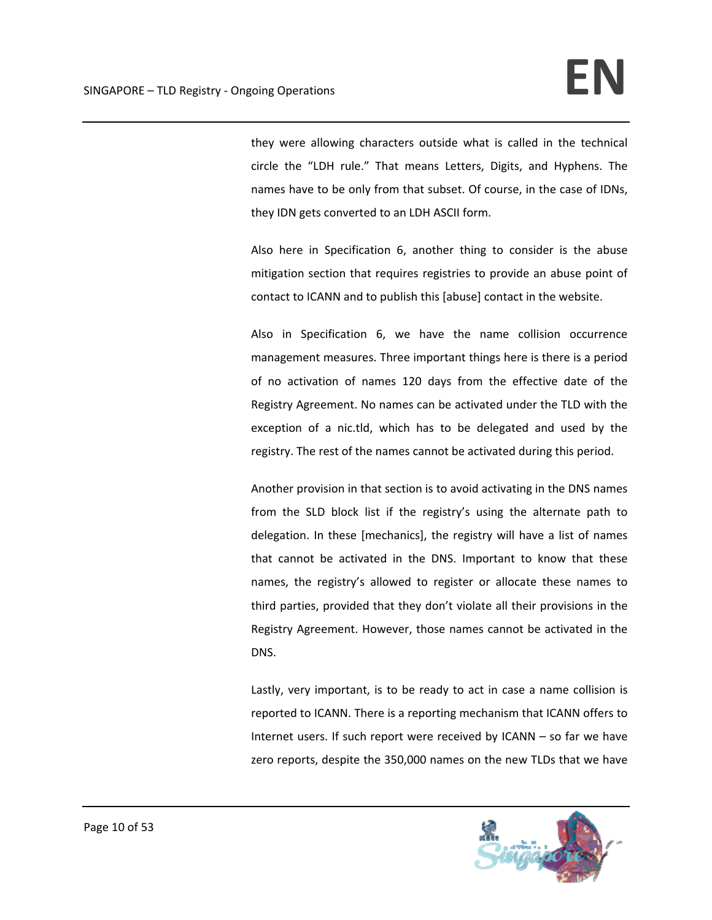they were allowing characters outside what is called in the technical circle the "LDH rule." That means Letters, Digits, and Hyphens. The names have to be only from that subset. Of course, in the case of IDNs, they IDN gets converted to an LDH ASCII form.

Also here in Specification 6, another thing to consider is the abuse mitigation section that requires registries to provide an abuse point of contact to ICANN and to publish this [abuse] contact in the website.

Also in Specification 6, we have the name collision occurrence management measures. Three important things here is there is a period of no activation of names 120 days from the effective date of the Registry Agreement. No names can be activated under the TLD with the exception of a nic.tld, which has to be delegated and used by the registry. The rest of the names cannot be activated during this period.

Another provision in that section is to avoid activating in the DNS names from the SLD block list if the registry's using the alternate path to delegation. In these [mechanics], the registry will have a list of names that cannot be activated in the DNS. Important to know that these names, the registry's allowed to register or allocate these names to third parties, provided that they don't violate all their provisions in the Registry Agreement. However, those names cannot be activated in the DNS.

Lastly, very important, is to be ready to act in case a name collision is reported to ICANN. There is a reporting mechanism that ICANN offers to Internet users. If such report were received by ICANN – so far we have zero reports, despite the 350,000 names on the new TLDs that we have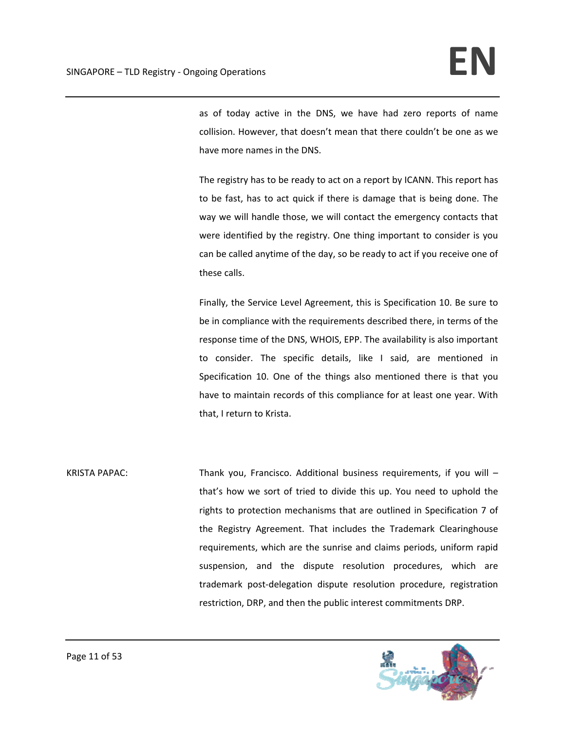as of today active in the DNS, we have had zero reports of name collision. However, that doesn't mean that there couldn't be one as we have more names in the DNS.

The registry has to be ready to act on a report by ICANN. This report has to be fast, has to act quick if there is damage that is being done. The way we will handle those, we will contact the emergency contacts that were identified by the registry. One thing important to consider is you can be called anytime of the day, so be ready to act if you receive one of these calls.

Finally, the Service Level Agreement, this is Specification 10. Be sure to be in compliance with the requirements described there, in terms of the response time of the DNS, WHOIS, EPP. The availability is also important to consider. The specific details, like I said, are mentioned in Specification 10. One of the things also mentioned there is that you have to maintain records of this compliance for at least one year. With that, I return to Krista.

KRISTA PAPAC: Thank you, Francisco. Additional business requirements, if you will – that's how we sort of tried to divide this up. You need to uphold the rights to protection mechanisms that are outlined in Specification 7 of the Registry Agreement. That includes the Trademark Clearinghouse requirements, which are the sunrise and claims periods, uniform rapid suspension, and the dispute resolution procedures, which are trademark post-delegation dispute resolution procedure, registration restriction, DRP, and then the public interest commitments DRP.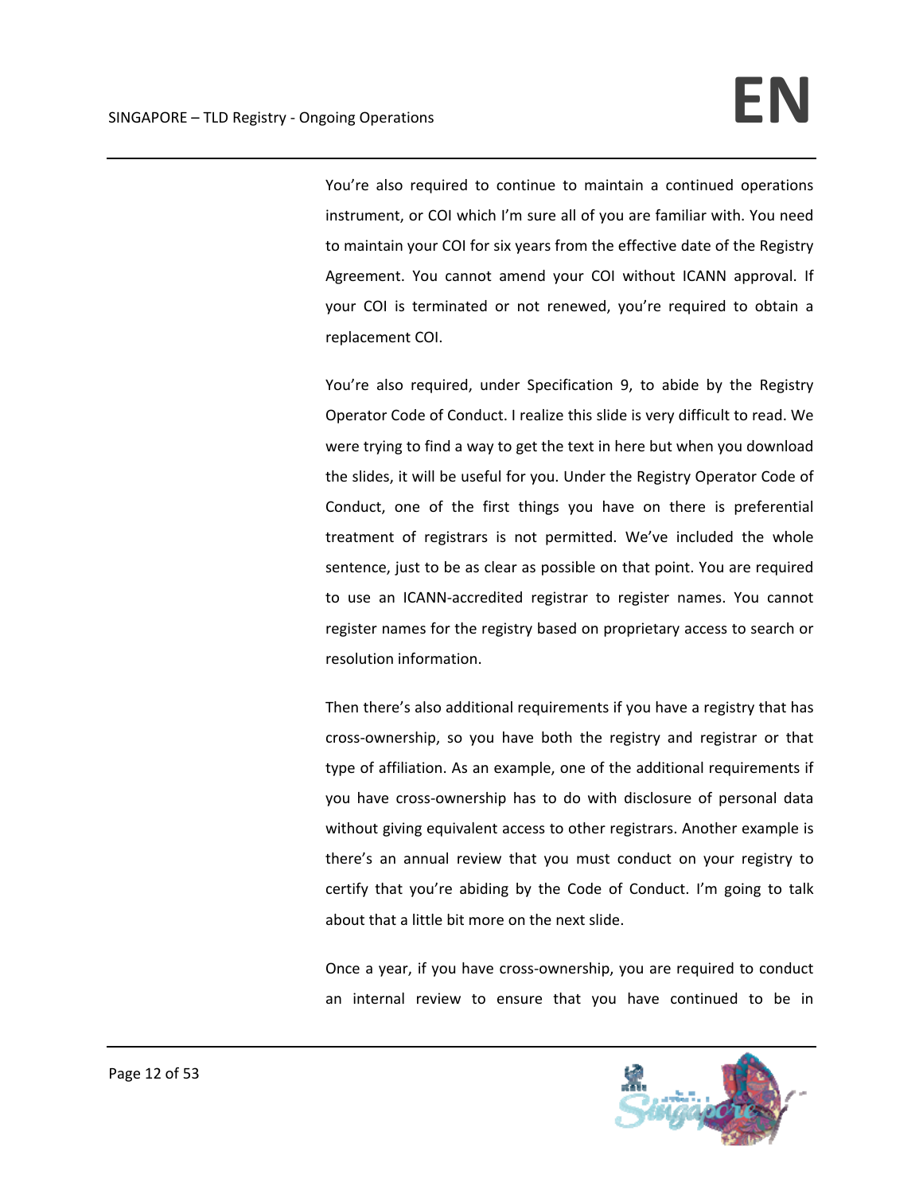You're also required to continue to maintain a continued operations instrument, or COI which I'm sure all of you are familiar with. You need to maintain your COI for six years from the effective date of the Registry Agreement. You cannot amend your COI without ICANN approval. If your COI is terminated or not renewed, you're required to obtain a replacement COI.

You're also required, under Specification 9, to abide by the Registry Operator Code of Conduct. I realize this slide is very difficult to read. We were trying to find a way to get the text in here but when you download the slides, it will be useful for you. Under the Registry Operator Code of Conduct, one of the first things you have on there is preferential treatment of registrars is not permitted. We've included the whole sentence, just to be as clear as possible on that point. You are required to use an ICANN-accredited registrar to register names. You cannot register names for the registry based on proprietary access to search or resolution information.

Then there's also additional requirements if you have a registry that has cross-ownership, so you have both the registry and registrar or that type of affiliation. As an example, one of the additional requirements if you have cross-ownership has to do with disclosure of personal data without giving equivalent access to other registrars. Another example is there's an annual review that you must conduct on your registry to certify that you're abiding by the Code of Conduct. I'm going to talk about that a little bit more on the next slide.

Once a year, if you have cross-ownership, you are required to conduct an internal review to ensure that you have continued to be in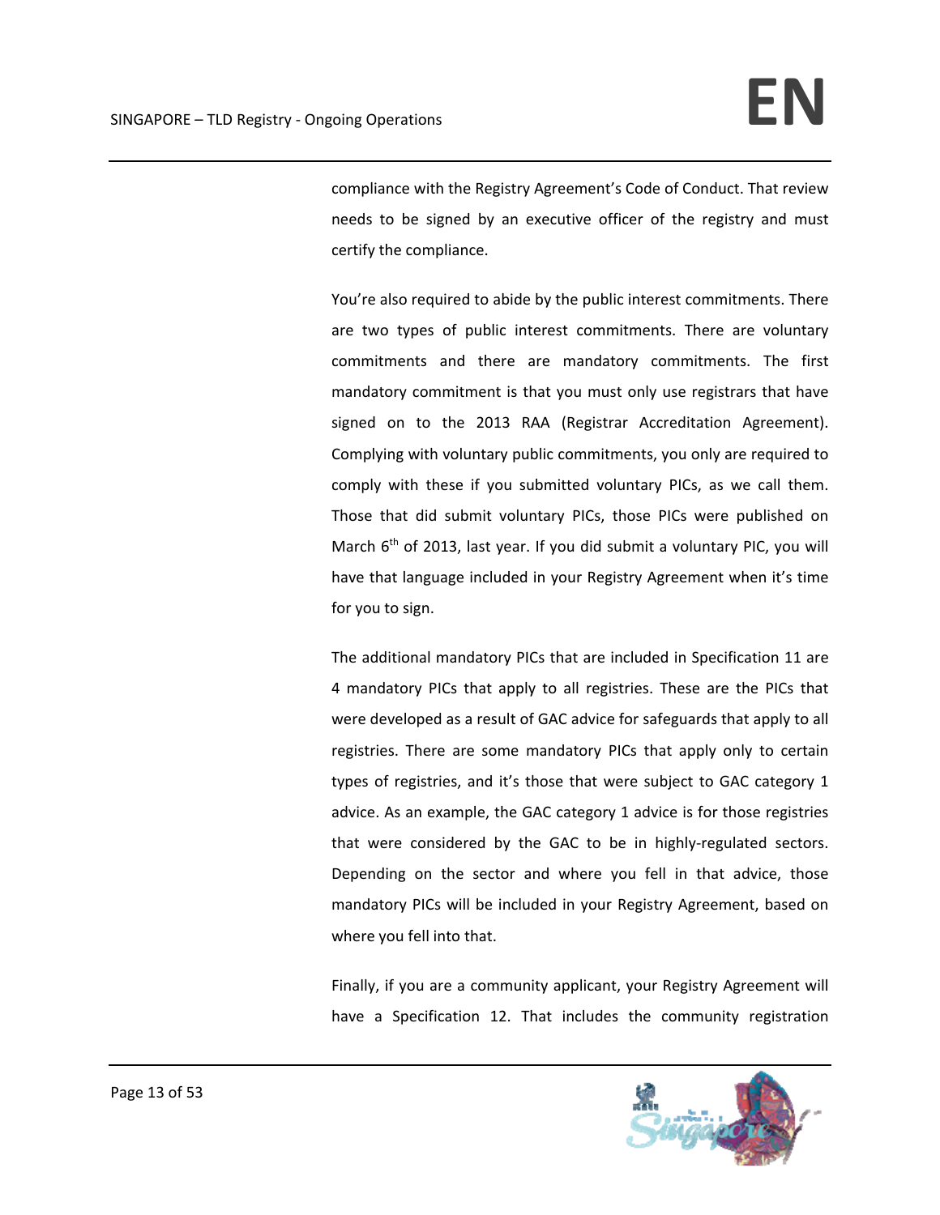compliance with the Registry Agreement's Code of Conduct. That review needs to be signed by an executive officer of the registry and must certify the compliance.

You're also required to abide by the public interest commitments. There are two types of public interest commitments. There are voluntary commitments and there are mandatory commitments. The first mandatory commitment is that you must only use registrars that have signed on to the 2013 RAA (Registrar Accreditation Agreement). Complying with voluntary public commitments, you only are required to comply with these if you submitted voluntary PICs, as we call them. Those that did submit voluntary PICs, those PICs were published on March 6th of 2013, last year. If you did submit a voluntary PIC, you will have that language included in your Registry Agreement when it's time for you to sign.

The additional mandatory PICs that are included in Specification 11 are 4 mandatory PICs that apply to all registries. These are the PICs that were developed as a result of GAC advice for safeguards that apply to all registries. There are some mandatory PICs that apply only to certain types of registries, and it's those that were subject to GAC category 1 advice. As an example, the GAC category 1 advice is for those registries that were considered by the GAC to be in highly-regulated sectors. Depending on the sector and where you fell in that advice, those mandatory PICs will be included in your Registry Agreement, based on where you fell into that.

Finally, if you are a community applicant, your Registry Agreement will have a Specification 12. That includes the community registration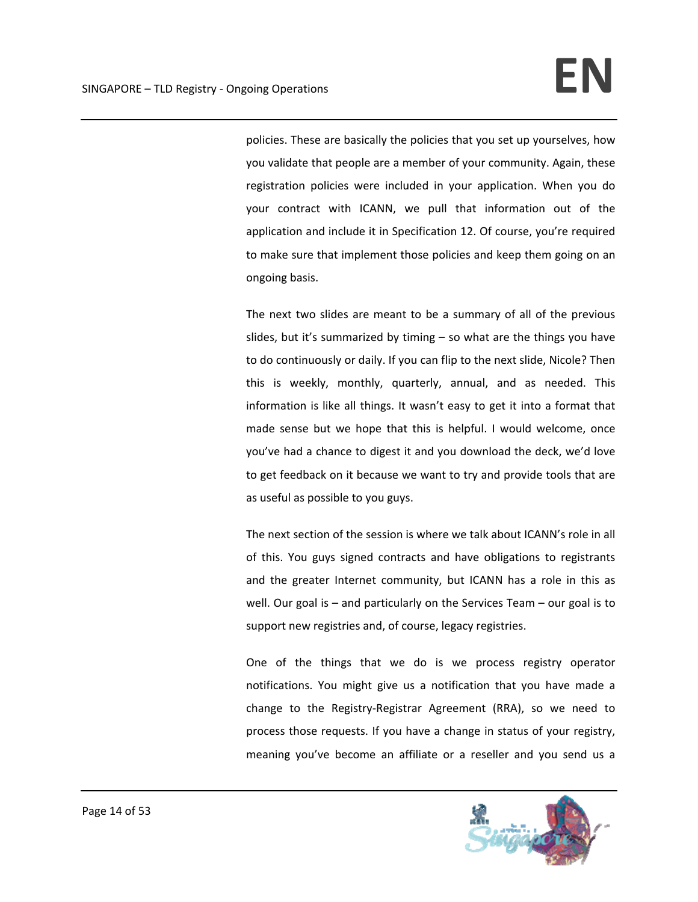policies. These are basically the policies that you set up yourselves, how you validate that people are a member of your community. Again, these registration policies were included in your application. When you do your contract with ICANN, we pull that information out of the application and include it in Specification 12. Of course, you're required to make sure that implement those policies and keep them going on an ongoing basis.

The next two slides are meant to be a summary of all of the previous slides, but it's summarized by timing – so what are the things you have to do continuously or daily. If you can flip to the next slide, Nicole? Then this is weekly, monthly, quarterly, annual, and as needed. This information is like all things. It wasn't easy to get it into a format that made sense but we hope that this is helpful. I would welcome, once you've had a chance to digest it and you download the deck, we'd love to get feedback on it because we want to try and provide tools that are as useful as possible to you guys.

The next section of the session is where we talk about ICANN's role in all of this. You guys signed contracts and have obligations to registrants and the greater Internet community, but ICANN has a role in this as well. Our goal is – and particularly on the Services Team – our goal is to support new registries and, of course, legacy registries.

One of the things that we do is we process registry operator notifications. You might give us a notification that you have made a change to the Registry-Registrar Agreement (RRA), so we need to process those requests. If you have a change in status of your registry, meaning you've become an affiliate or a reseller and you send us a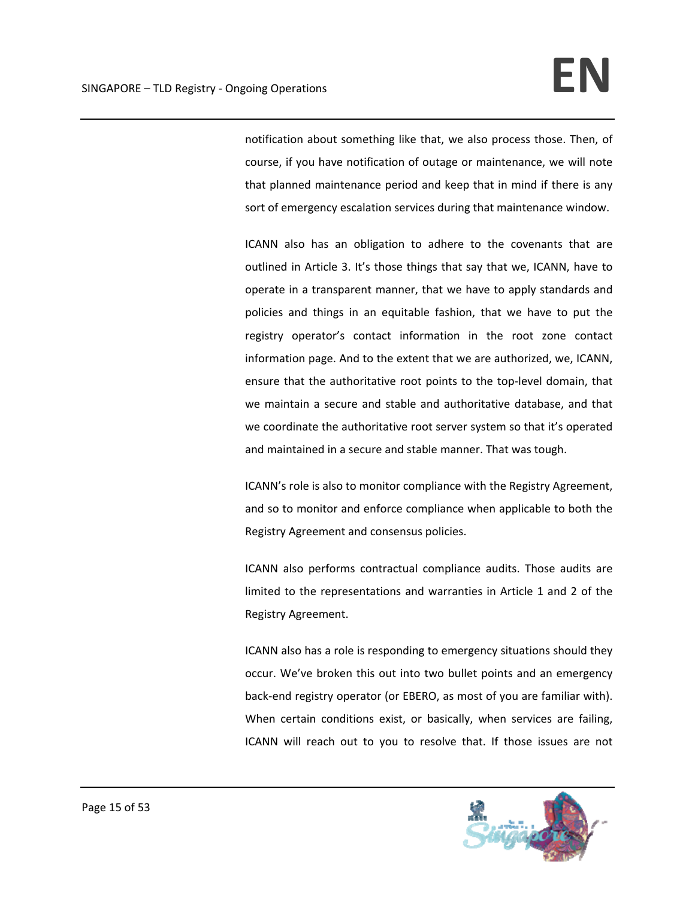notification about something like that, we also process those. Then, of course, if you have notification of outage or maintenance, we will note that planned maintenance period and keep that in mind if there is any sort of emergency escalation services during that maintenance window.

ICANN also has an obligation to adhere to the covenants that are outlined in Article 3. It's those things that say that we, ICANN, have to operate in a transparent manner, that we have to apply standards and policies and things in an equitable fashion, that we have to put the registry operator's contact information in the root zone contact information page. And to the extent that we are authorized, we, ICANN, ensure that the authoritative root points to the top-level domain, that we maintain a secure and stable and authoritative database, and that we coordinate the authoritative root server system so that it's operated and maintained in a secure and stable manner. That was tough.

ICANN's role is also to monitor compliance with the Registry Agreement, and so to monitor and enforce compliance when applicable to both the Registry Agreement and consensus policies.

ICANN also performs contractual compliance audits. Those audits are limited to the representations and warranties in Article 1 and 2 of the Registry Agreement.

ICANN also has a role is responding to emergency situations should they occur. We've broken this out into two bullet points and an emergency back-end registry operator (or EBERO, as most of you are familiar with). When certain conditions exist, or basically, when services are failing, ICANN will reach out to you to resolve that. If those issues are not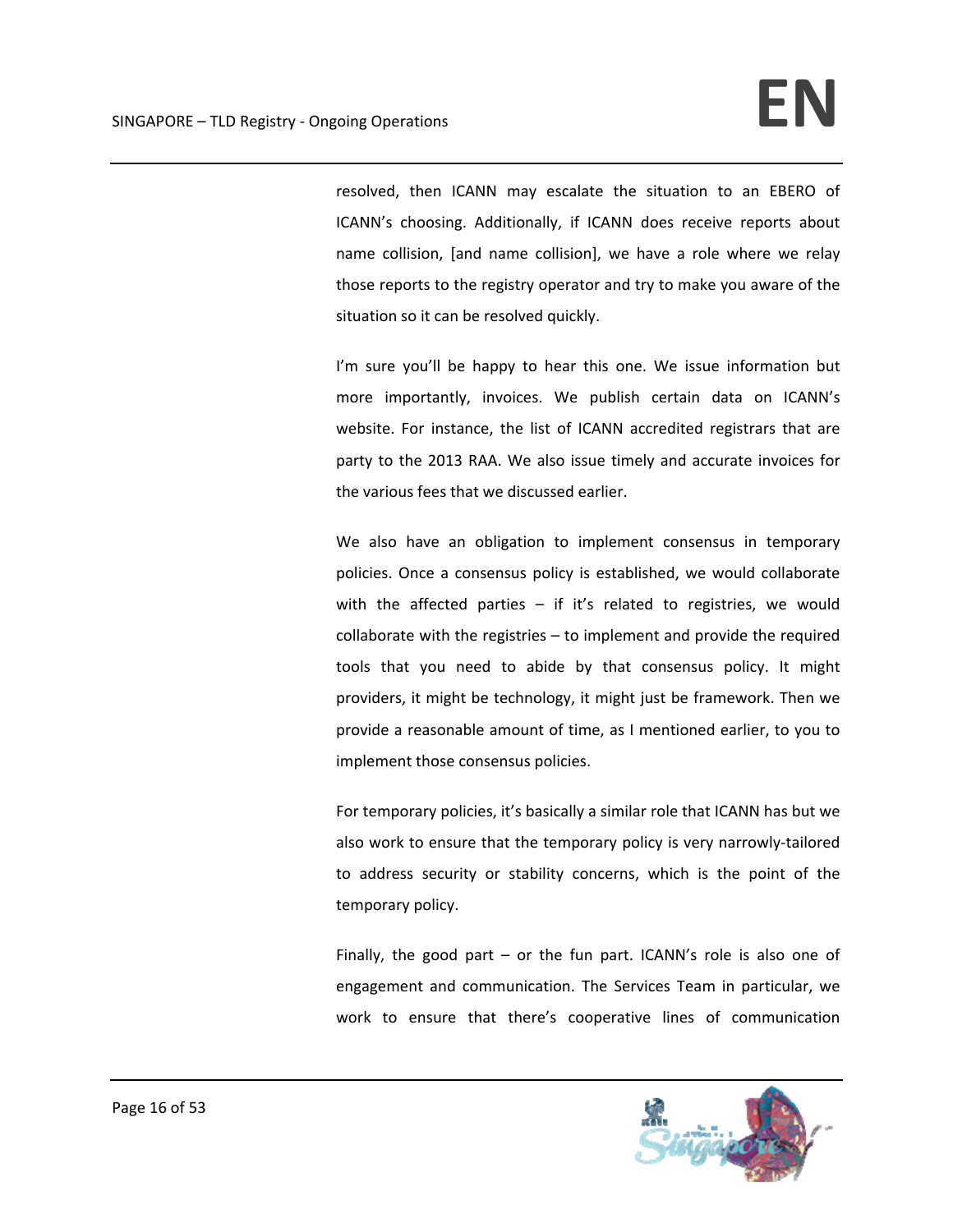resolved, then ICANN may escalate the situation to an EBERO of ICANN's choosing. Additionally, if ICANN does receive reports about name collision, [and name collision], we have a role where we relay those reports to the registry operator and try to make you aware of the situation so it can be resolved quickly.

I'm sure you'll be happy to hear this one. We issue information but more importantly, invoices. We publish certain data on ICANN's website. For instance, the list of ICANN accredited registrars that are party to the 2013 RAA. We also issue timely and accurate invoices for the various fees that we discussed earlier.

We also have an obligation to implement consensus in temporary policies. Once a consensus policy is established, we would collaborate with the affected parties – if it's related to registries, we would collaborate with the registries – to implement and provide the required tools that you need to abide by that consensus policy. It might providers, it might be technology, it might just be framework. Then we provide a reasonable amount of time, as I mentioned earlier, to you to implement those consensus policies.

For temporary policies, it's basically a similar role that ICANN has but we also work to ensure that the temporary policy is very narrowly-tailored to address security or stability concerns, which is the point of the temporary policy.

Finally, the good part – or the fun part. ICANN's role is also one of engagement and communication. The Services Team in particular, we work to ensure that there's cooperative lines of communication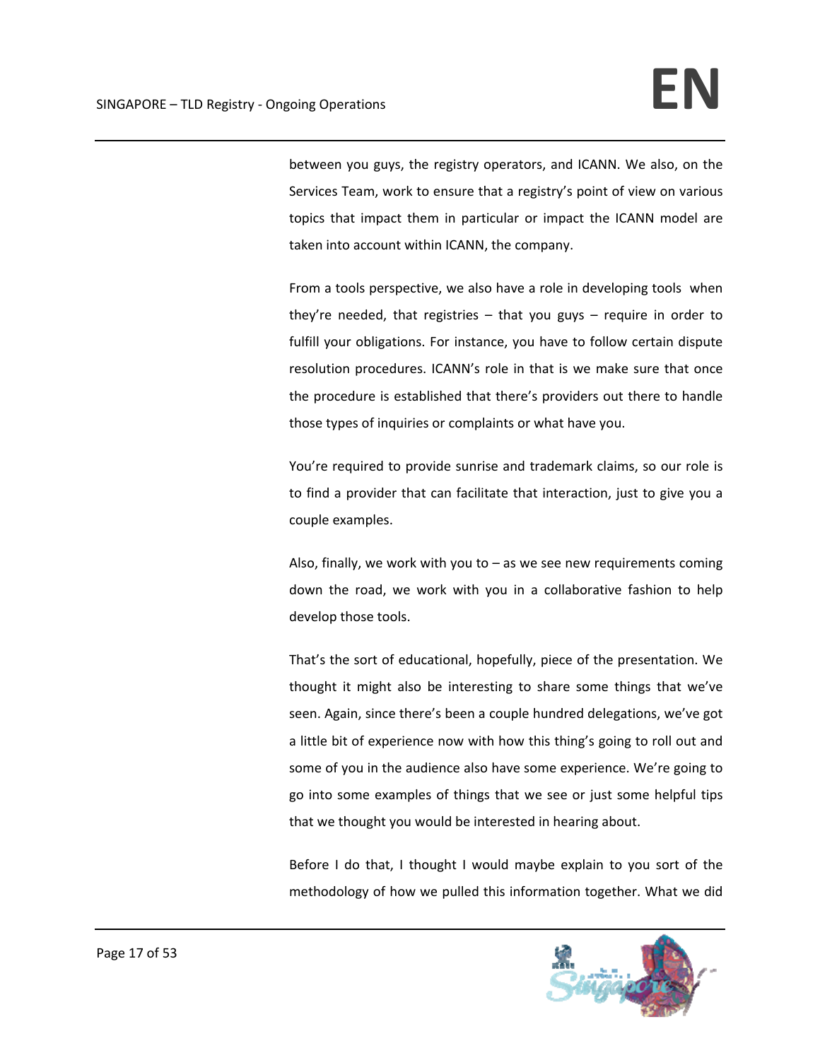between you guys, the registry operators, and ICANN. We also, on the Services Team, work to ensure that a registry's point of view on various topics that impact them in particular or impact the ICANN model are taken into account within ICANN, the company.

From a tools perspective, we also have a role in developing tools when they're needed, that registries – that you guys – require in order to fulfill your obligations. For instance, you have to follow certain dispute resolution procedures. ICANN's role in that is we make sure that once the procedure is established that there's providers out there to handle those types of inquiries or complaints or what have you.

You're required to provide sunrise and trademark claims, so our role is to find a provider that can facilitate that interaction, just to give you a couple examples.

Also, finally, we work with you to – as we see new requirements coming down the road, we work with you in a collaborative fashion to help develop those tools.

That's the sort of educational, hopefully, piece of the presentation. We thought it might also be interesting to share some things that we've seen. Again, since there's been a couple hundred delegations, we've got a little bit of experience now with how this thing's going to roll out and some of you in the audience also have some experience. We're going to go into some examples of things that we see or just some helpful tips that we thought you would be interested in hearing about.

Before I do that, I thought I would maybe explain to you sort of the methodology of how we pulled this information together. What we did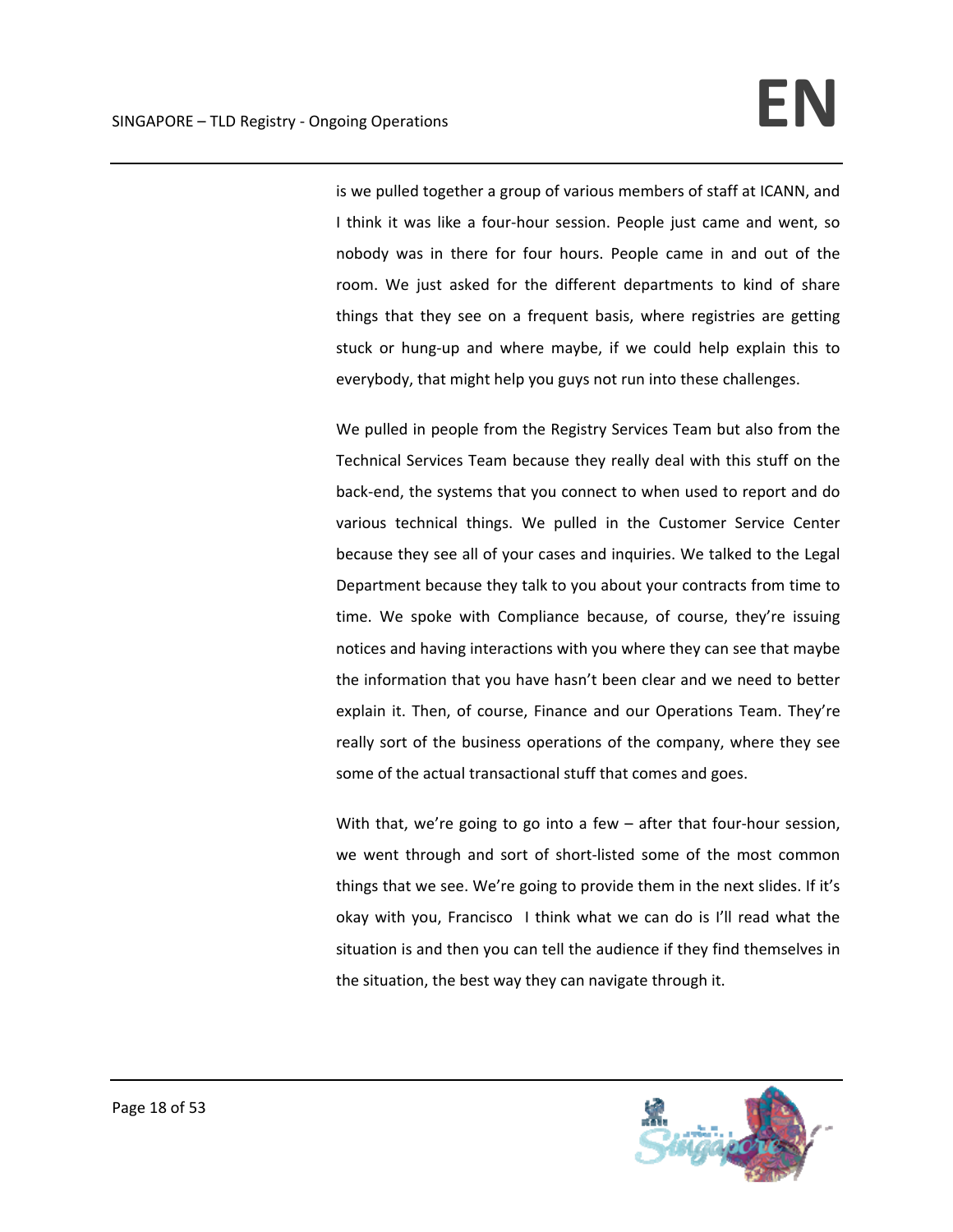is we pulled together a group of various members of staff at ICANN, and I think it was like a four-hour session. People just came and went, so nobody was in there for four hours. People came in and out of the room. We just asked for the different departments to kind of share things that they see on a frequent basis, where registries are getting stuck or hung-up and where maybe, if we could help explain this to everybody, that might help you guys not run into these challenges.

We pulled in people from the Registry Services Team but also from the Technical Services Team because they really deal with this stuff on the back-end, the systems that you connect to when used to report and do various technical things. We pulled in the Customer Service Center because they see all of your cases and inquiries. We talked to the Legal Department because they talk to you about your contracts from time to time. We spoke with Compliance because, of course, they're issuing notices and having interactions with you where they can see that maybe the information that you have hasn't been clear and we need to better explain it. Then, of course, Finance and our Operations Team. They're really sort of the business operations of the company, where they see some of the actual transactional stuff that comes and goes.

With that, we're going to go into a few – after that four-hour session, we went through and sort of short-listed some of the most common things that we see. We're going to provide them in the next slides. If it's okay with you, Francisco I think what we can do is I'll read what the situation is and then you can tell the audience if they find themselves in the situation, the best way they can navigate through it.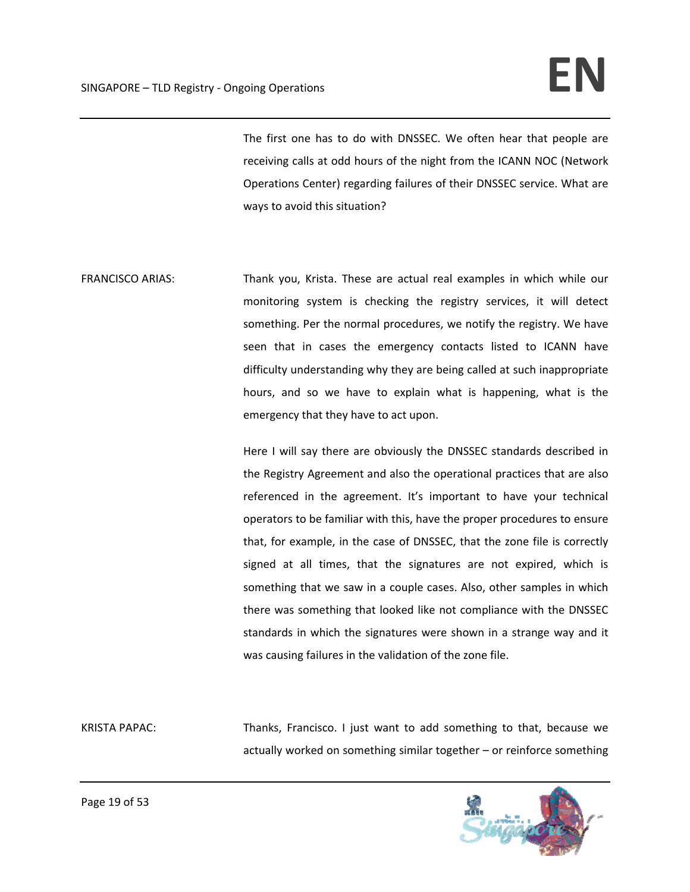The first one has to do with DNSSEC. We often hear that people are receiving calls at odd hours of the night from the ICANN NOC (Network Operations Center) regarding failures of their DNSSEC service. What are ways to avoid this situation?

FRANCISCO ARIAS: Thank you, Krista. These are actual real examples in which while our monitoring system is checking the registry services, it will detect something. Per the normal procedures, we notify the registry. We have seen that in cases the emergency contacts listed to ICANN have difficulty understanding why they are being called at such inappropriate hours, and so we have to explain what is happening, what is the emergency that they have to act upon.

Here I will say there are obviously the DNSSEC standards described in the Registry Agreement and also the operational practices that are also referenced in the agreement. It's important to have your technical operators to be familiar with this, have the proper procedures to ensure that, for example, in the case of DNSSEC, that the zone file is correctly signed at all times, that the signatures are not expired, which is something that we saw in a couple cases. Also, other samples in which there was something that looked like not compliance with the DNSSEC standards in which the signatures were shown in a strange way and it was causing failures in the validation of the zone file.

KRISTA PAPAC: Thanks, Francisco. I just want to add something to that, because we actually worked on something similar together – or reinforce something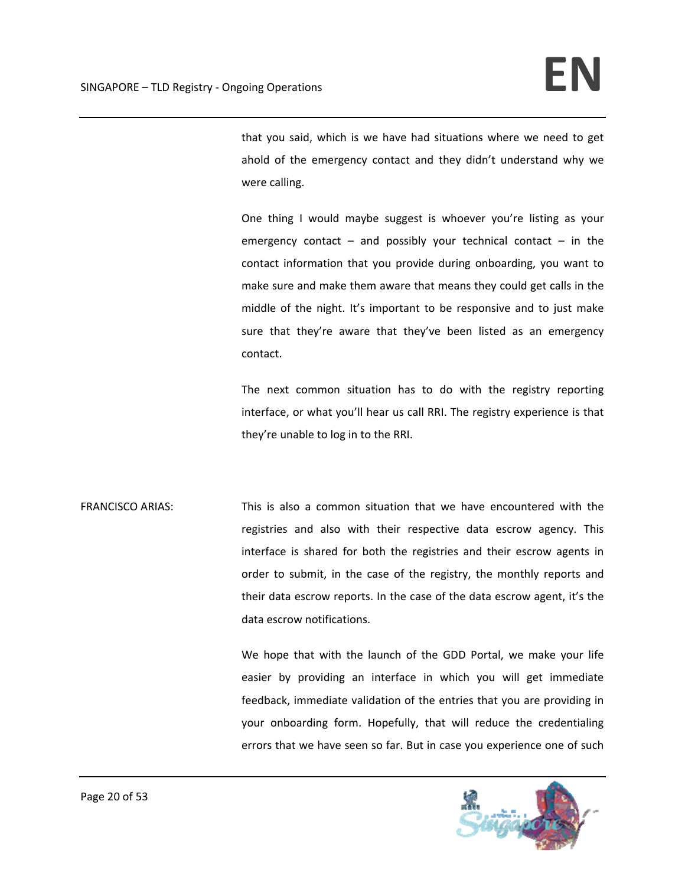that you said, which is we have had situations where we need to get ahold of the emergency contact and they didn't understand why we were calling.

One thing I would maybe suggest is whoever you're listing as your emergency contact – and possibly your technical contact – in the contact information that you provide during onboarding, you want to make sure and make them aware that means they could get calls in the middle of the night. It's important to be responsive and to just make sure that they're aware that they've been listed as an emergency contact.

The next common situation has to do with the registry reporting interface, or what you'll hear us call RRI. The registry experience is that they're unable to log in to the RRI.

FRANCISCO ARIAS: This is also a common situation that we have encountered with the registries and also with their respective data escrow agency. This interface is shared for both the registries and their escrow agents in order to submit, in the case of the registry, the monthly reports and their data escrow reports. In the case of the data escrow agent, it's the data escrow notifications.

We hope that with the launch of the GDD Portal, we make your life easier by providing an interface in which you will get immediate feedback, immediate validation of the entries that you are providing in your onboarding form. Hopefully, that will reduce the credentialing errors that we have seen so far. But in case you experience one of such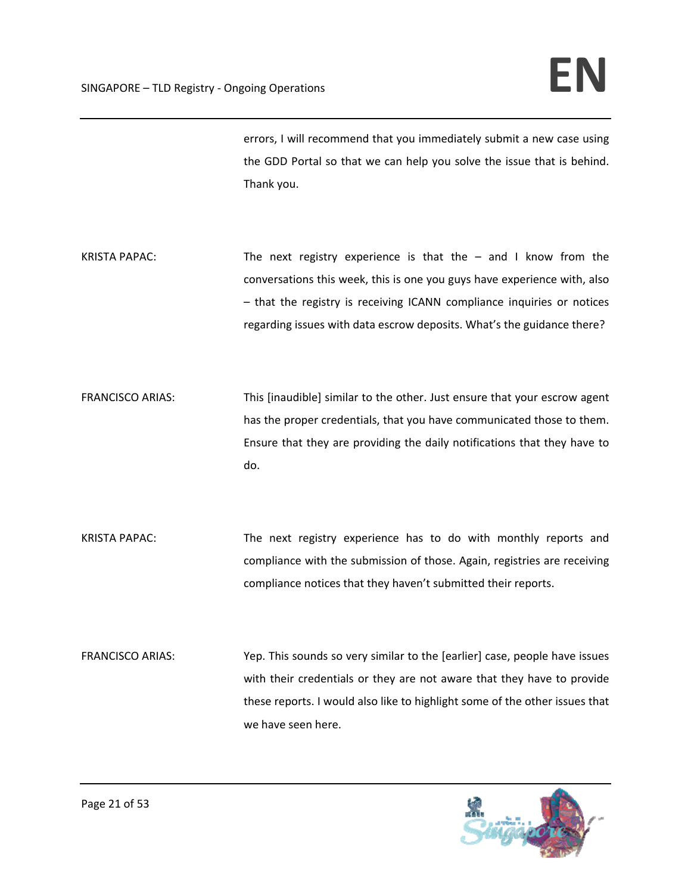errors, I will recommend that you immediately submit a new case using the GDD Portal so that we can help you solve the issue that is behind. Thank you.

KRISTA PAPAC: The next registry experience is that the – and I know from the conversations this week, this is one you guys have experience with, also – that the registry is receiving ICANN compliance inquiries or notices regarding issues with data escrow deposits. What's the guidance there?

FRANCISCO ARIAS: This [inaudible] similar to the other. Just ensure that your escrow agent has the proper credentials, that you have communicated those to them. Ensure that they are providing the daily notifications that they have to do.

KRISTA PAPAC: The next registry experience has to do with monthly reports and compliance with the submission of those. Again, registries are receiving compliance notices that they haven't submitted their reports.

FRANCISCO ARIAS: Yep. This sounds so very similar to the [earlier] case, people have issues with their credentials or they are not aware that they have to provide these reports. I would also like to highlight some of the other issues that we have seen here.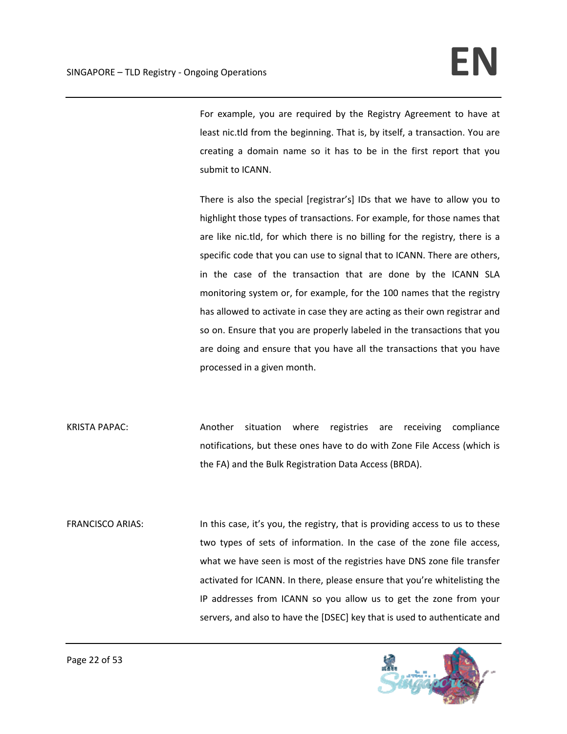For example, you are required by the Registry Agreement to have at least nic.tld from the beginning. That is, by itself, a transaction. You are creating a domain name so it has to be in the first report that you submit to ICANN.

There is also the special [registrar's] IDs that we have to allow you to highlight those types of transactions. For example, for those names that are like nic.tld, for which there is no billing for the registry, there is a specific code that you can use to signal that to ICANN. There are others, in the case of the transaction that are done by the ICANN SLA monitoring system or, for example, for the 100 names that the registry has allowed to activate in case they are acting as their own registrar and so on. Ensure that you are properly labeled in the transactions that you are doing and ensure that you have all the transactions that you have processed in a given month.

KRISTA PAPAC: Another situation where registries are receiving compliance notifications, but these ones have to do with Zone File Access (which is the FA) and the Bulk Registration Data Access (BRDA).

FRANCISCO ARIAS: In this case, it's you, the registry, that is providing access to us to these two types of sets of information. In the case of the zone file access, what we have seen is most of the registries have DNS zone file transfer activated for ICANN. In there, please ensure that you're whitelisting the IP addresses from ICANN so you allow us to get the zone from your servers, and also to have the [DSEC] key that is used to authenticate and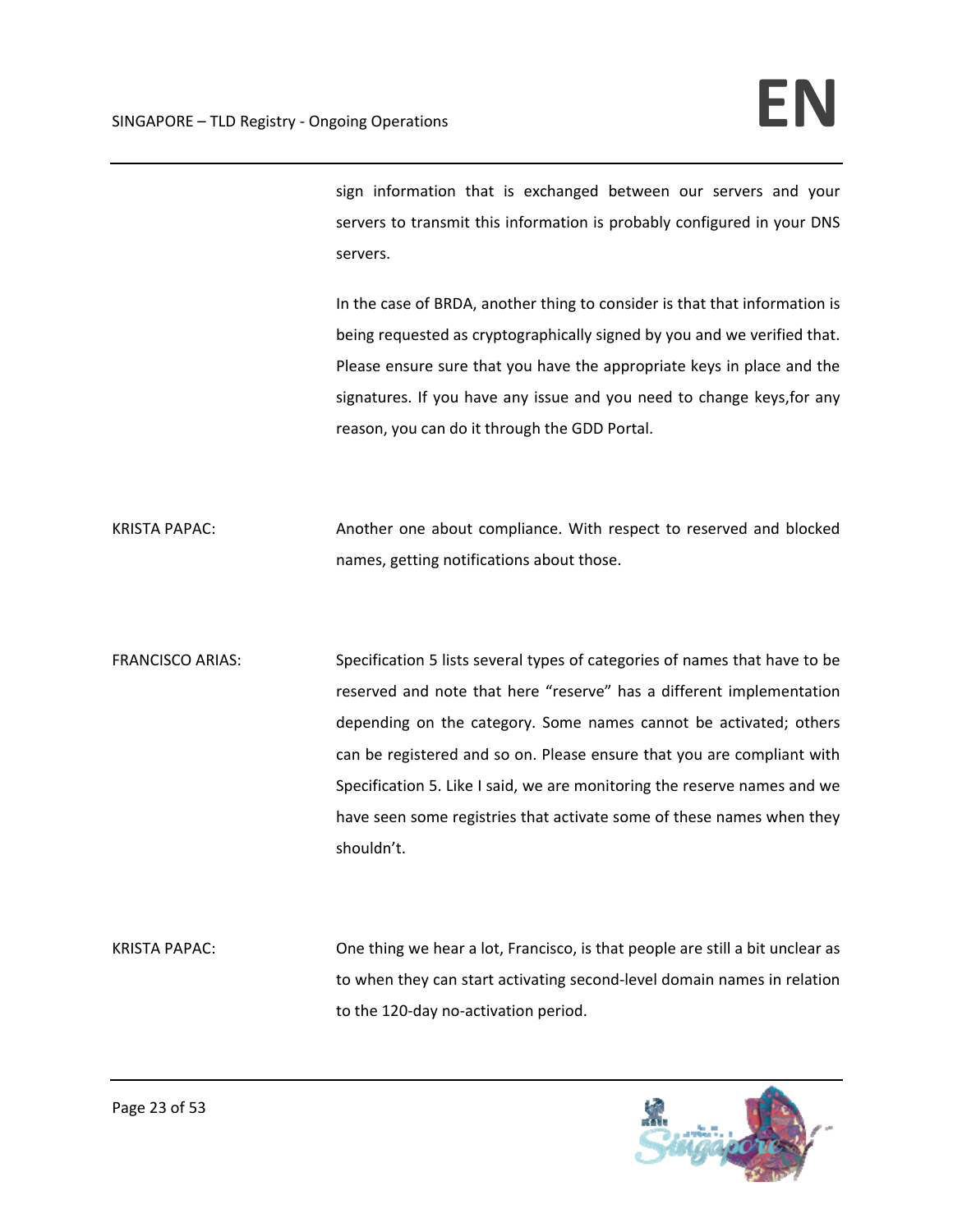sign information that is exchanged between our servers and your servers to transmit this information is probably configured in your DNS servers.

In the case of BRDA, another thing to consider is that that information is being requested as cryptographically signed by you and we verified that. Please ensure sure that you have the appropriate keys in place and the signatures. If you have any issue and you need to change keys,for any reason, you can do it through the GDD Portal.

KRISTA PAPAC: Another one about compliance. With respect to reserved and blocked names, getting notifications about those.

FRANCISCO ARIAS: Specification 5 lists several types of categories of names that have to be reserved and note that here "reserve" has a different implementation depending on the category. Some names cannot be activated; others can be registered and so on. Please ensure that you are compliant with Specification 5. Like I said, we are monitoring the reserve names and we have seen some registries that activate some of these names when they shouldn't.

KRISTA PAPAC: One thing we hear a lot, Francisco, is that people are still a bit unclear as to when they can start activating second-level domain names in relation to the 120-day no-activation period.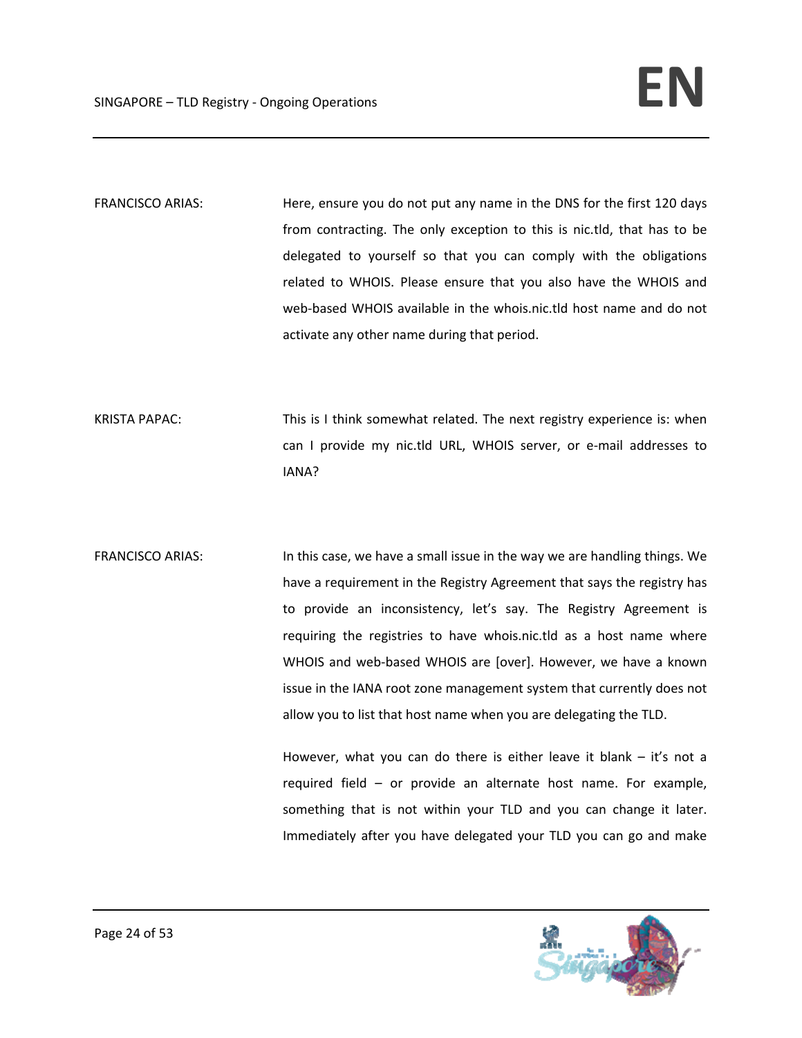FRANCISCO ARIAS: Here, ensure you do not put any name in the DNS for the first 120 days from contracting. The only exception to this is nic.tld, that has to be delegated to yourself so that you can comply with the obligations related to WHOIS. Please ensure that you also have the WHOIS and web-based WHOIS available in the whois.nic.tld host name and do not activate any other name during that period.

KRISTA PAPAC: This is I think somewhat related. The next registry experience is: when can I provide my nic.tld URL, WHOIS server, or e-mail addresses to IANA?

FRANCISCO ARIAS: In this case, we have a small issue in the way we are handling things. We have a requirement in the Registry Agreement that says the registry has to provide an inconsistency, let's say. The Registry Agreement is requiring the registries to have whois.nic.tld as a host name where WHOIS and web-based WHOIS are [over]. However, we have a known issue in the IANA root zone management system that currently does not allow you to list that host name when you are delegating the TLD.

However, what you can do there is either leave it blank – it's not a required field – or provide an alternate host name. For example, something that is not within your TLD and you can change it later. Immediately after you have delegated your TLD you can go and make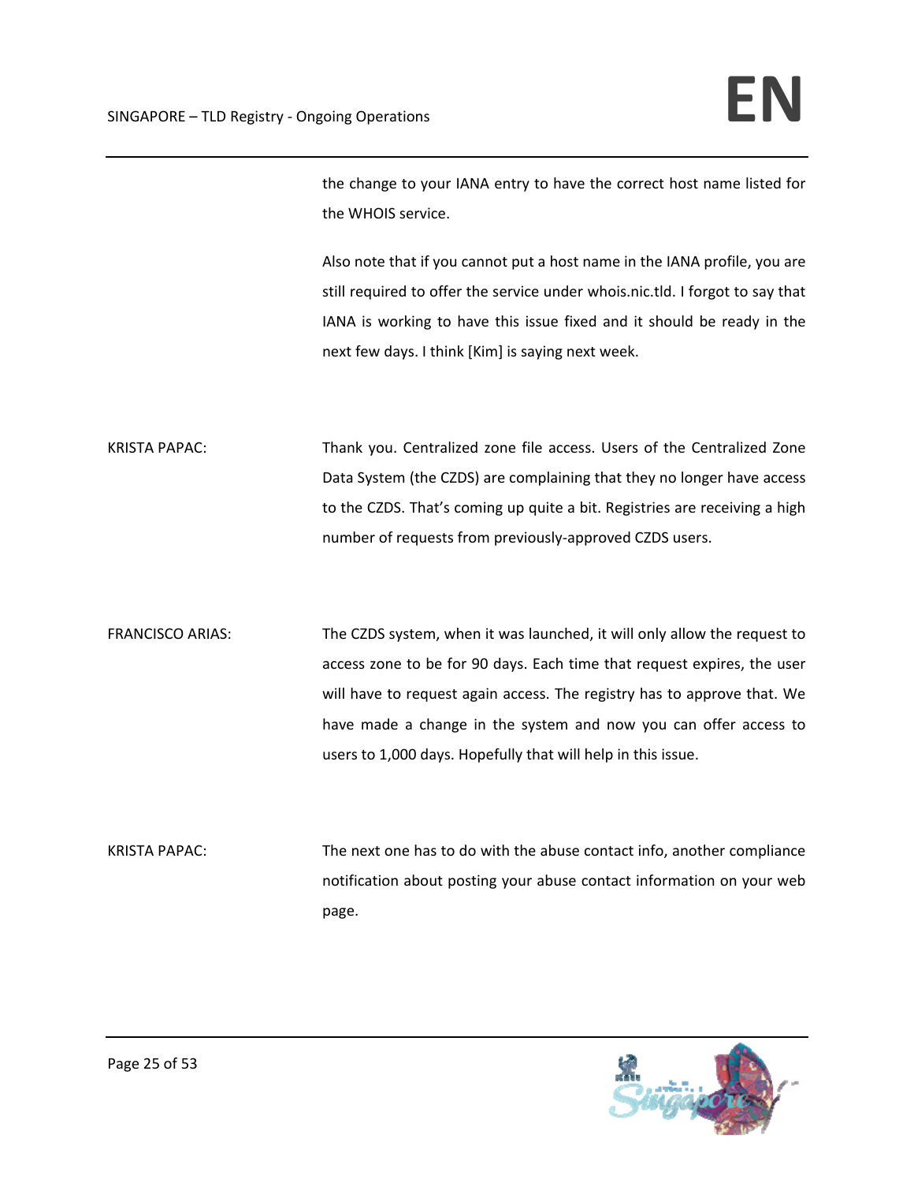the change to your IANA entry to have the correct host name listed for the WHOIS service.

Also note that if you cannot put a host name in the IANA profile, you are still required to offer the service under whois.nic.tld. I forgot to say that IANA is working to have this issue fixed and it should be ready in the next few days. I think [Kim] is saying next week.

KRISTA PAPAC: Thank you. Centralized zone file access. Users of the Centralized Zone Data System (the CZDS) are complaining that they no longer have access to the CZDS. That's coming up quite a bit. Registries are receiving a high number of requests from previously-approved CZDS users.

FRANCISCO ARIAS: The CZDS system, when it was launched, it will only allow the request to access zone to be for 90 days. Each time that request expires, the user will have to request again access. The registry has to approve that. We have made a change in the system and now you can offer access to users to 1,000 days. Hopefully that will help in this issue.

KRISTA PAPAC: The next one has to do with the abuse contact info, another compliance notification about posting your abuse contact information on your web page.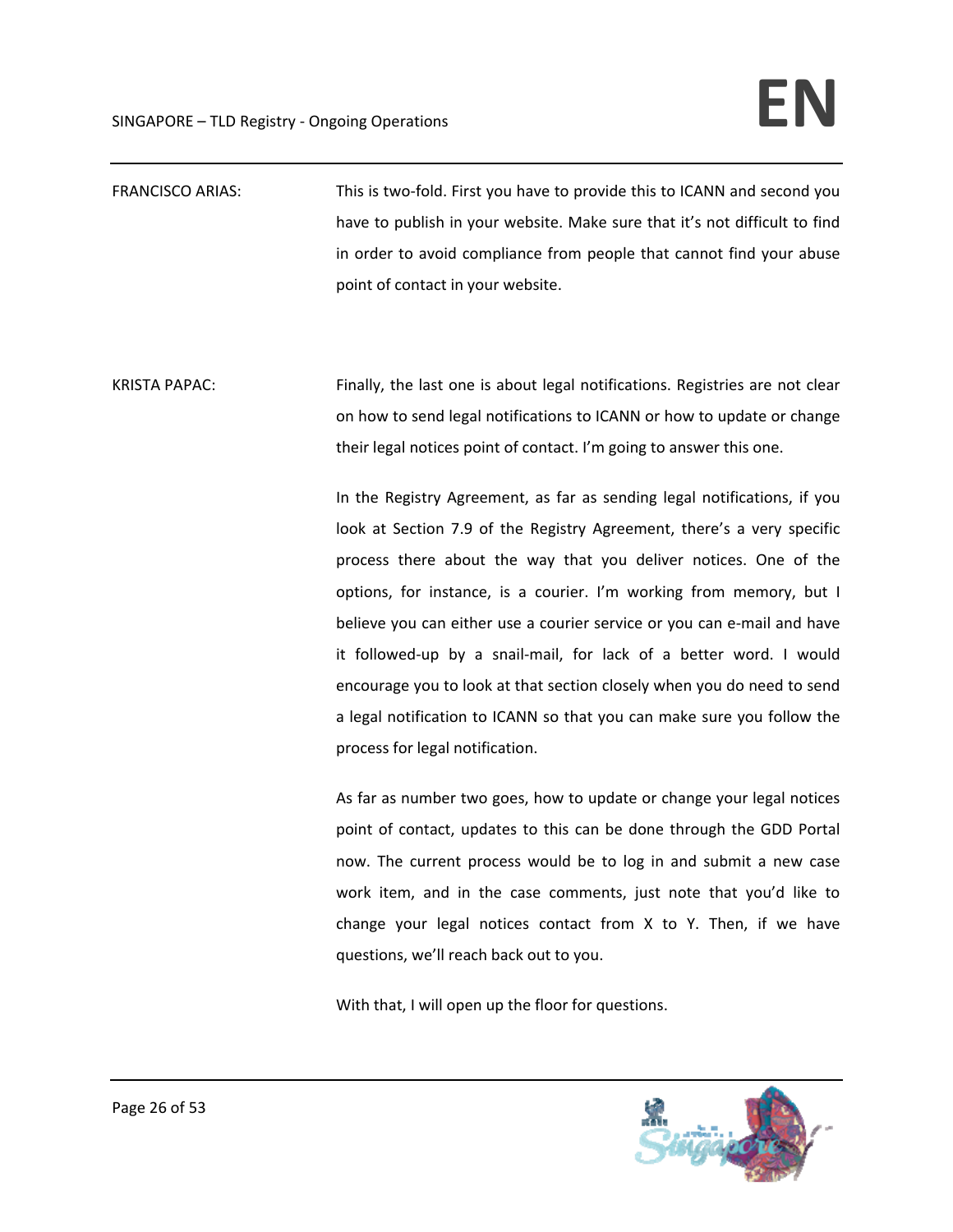FRANCISCO ARIAS: This is two-fold. First you have to provide this to ICANN and second you have to publish in your website. Make sure that it's not difficult to find in order to avoid compliance from people that cannot find your abuse point of contact in your website.

KRISTA PAPAC: Finally, the last one is about legal notifications. Registries are not clear on how to send legal notifications to ICANN or how to update or change their legal notices point of contact. I'm going to answer this one.

In the Registry Agreement, as far as sending legal notifications, if you look at Section 7.9 of the Registry Agreement, there's a very specific process there about the way that you deliver notices. One of the options, for instance, is a courier. I'm working from memory, but I believe you can either use a courier service or you can e-mail and have it followed-up by a snail-mail, for lack of a better word. I would encourage you to look at that section closely when you do need to send a legal notification to ICANN so that you can make sure you follow the process for legal notification.

As far as number two goes, how to update or change your legal notices point of contact, updates to this can be done through the GDD Portal now. The current process would be to log in and submit a new case work item, and in the case comments, just note that you'd like to change your legal notices contact from X to Y. Then, if we have questions, we'll reach back out to you.

With that, I will open up the floor for questions.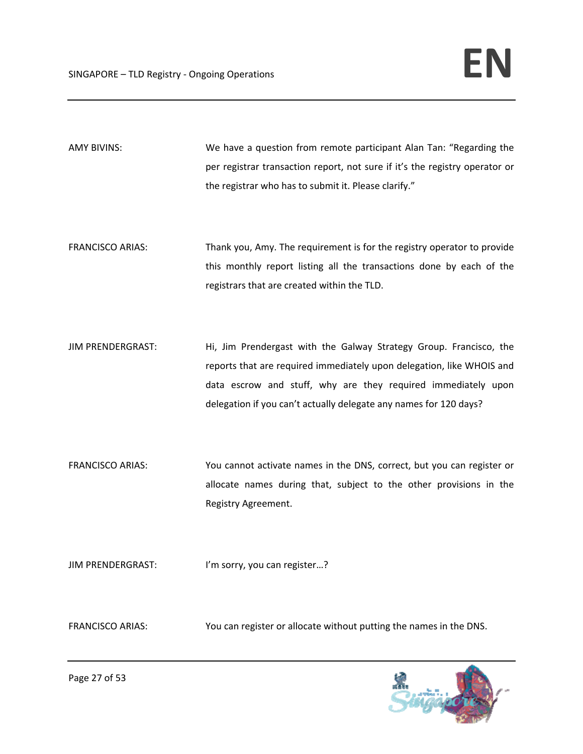AMY BIVINS: We have a question from remote participant Alan Tan: "Regarding the per registrar transaction report, not sure if it's the registry operator or the registrar who has to submit it. Please clarify."

FRANCISCO ARIAS: Thank you, Amy. The requirement is for the registry operator to provide this monthly report listing all the transactions done by each of the registrars that are created within the TLD.

JIM PRENDERGRAST: Hi, Jim Prendergast with the Galway Strategy Group. Francisco, the reports that are required immediately upon delegation, like WHOIS and data escrow and stuff, why are they required immediately upon delegation if you can't actually delegate any names for 120 days?

FRANCISCO ARIAS: You cannot activate names in the DNS, correct, but you can register or allocate names during that, subject to the other provisions in the Registry Agreement.

JIM PRENDERGRAST: I'm sorry, you can register…?

FRANCISCO ARIAS: You can register or allocate without putting the names in the DNS.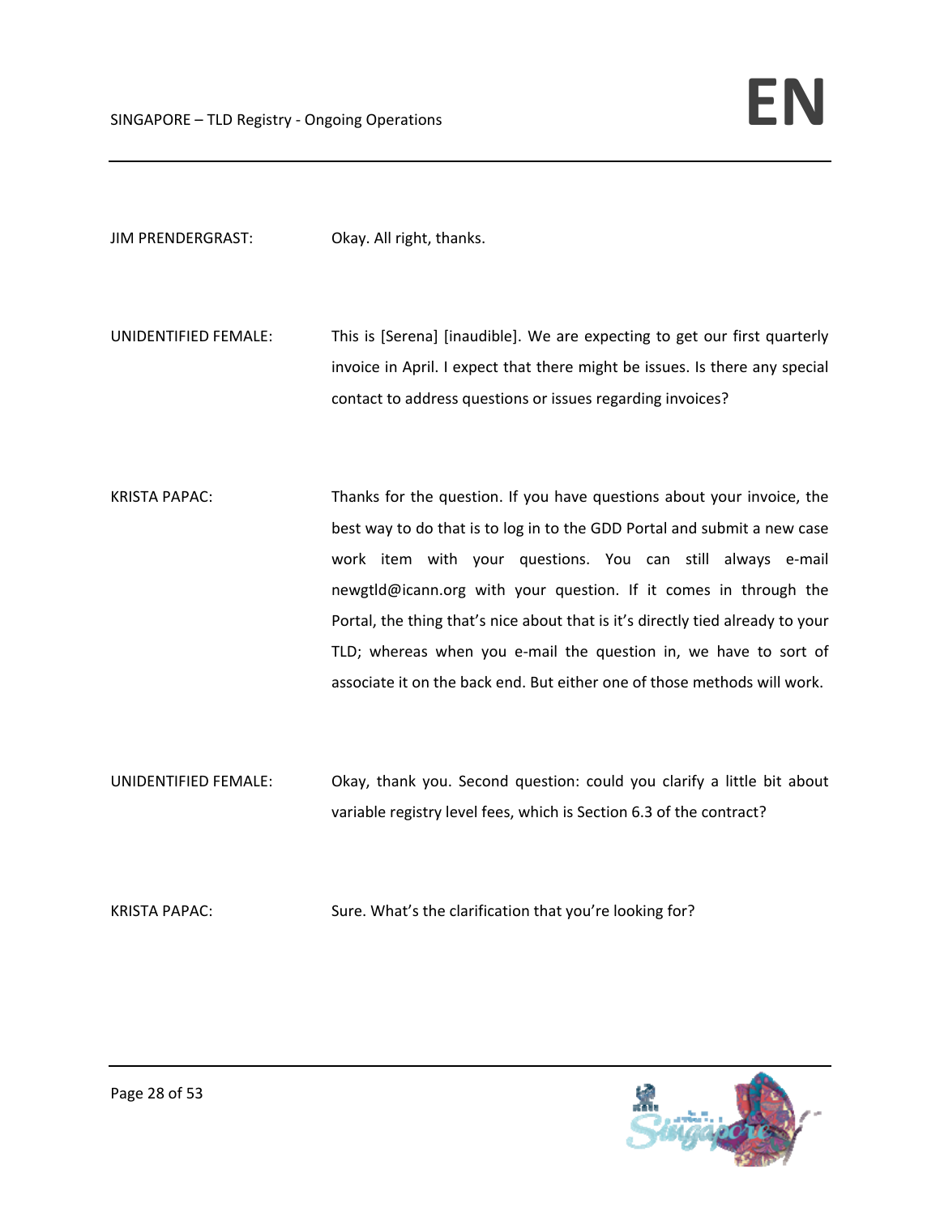JIM PRENDERGRAST: Okay. All right, thanks.

UNIDENTIFIED FEMALE: This is [Serena] [inaudible]. We are expecting to get our first quarterly invoice in April. I expect that there might be issues. Is there any special contact to address questions or issues regarding invoices?

KRISTA PAPAC: Thanks for the question. If you have questions about your invoice, the best way to do that is to log in to the GDD Portal and submit a new case work item with your questions. You can still always e-mail newgtld@icann.org with your question. If it comes in through the Portal, the thing that's nice about that is it's directly tied already to your TLD; whereas when you e-mail the question in, we have to sort of associate it on the back end. But either one of those methods will work.

UNIDENTIFIED FEMALE: Okay, thank you. Second question: could you clarify a little bit about variable registry level fees, which is Section 6.3 of the contract?

KRISTA PAPAC: Sure. What's the clarification that you're looking for?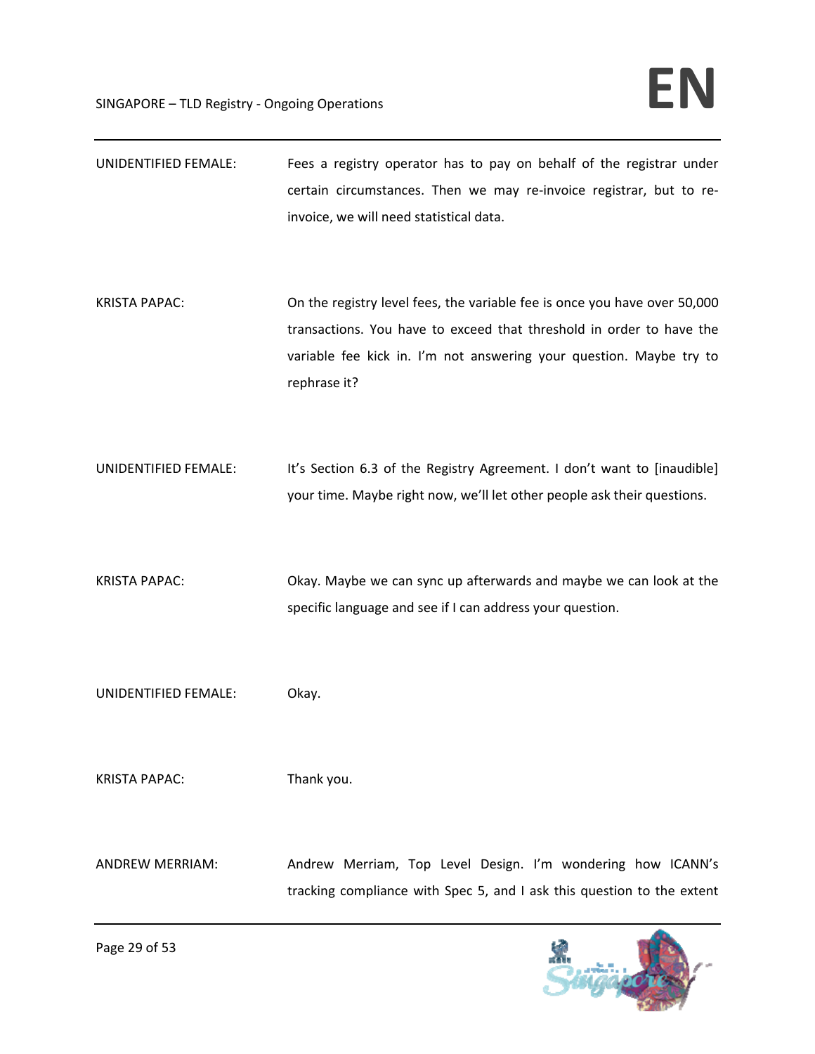UNIDENTIFIED FEMALE: Fees a registry operator has to pay on behalf of the registrar under certain circumstances. Then we may re-invoice registrar, but to re-invoice, we will need statistical data.

KRISTA PAPAC: On the registry level fees, the variable fee is once you have over 50,000 transactions. You have to exceed that threshold in order to have the variable fee kick in. I'm not answering your question. Maybe try to rephrase it?

UNIDENTIFIED FEMALE: It's Section 6.3 of the Registry Agreement. I don't want to [inaudible] your time. Maybe right now, we'll let other people ask their questions.

KRISTA PAPAC: Okay. Maybe we can sync up afterwards and maybe we can look at the specific language and see if I can address your question.

UNIDENTIFIED FEMALE: Okay.

KRISTA PAPAC: Thank you.

ANDREW MERRIAM: Andrew Merriam, Top Level Design. I'm wondering how ICANN's tracking compliance with Spec 5, and I ask this question to the extent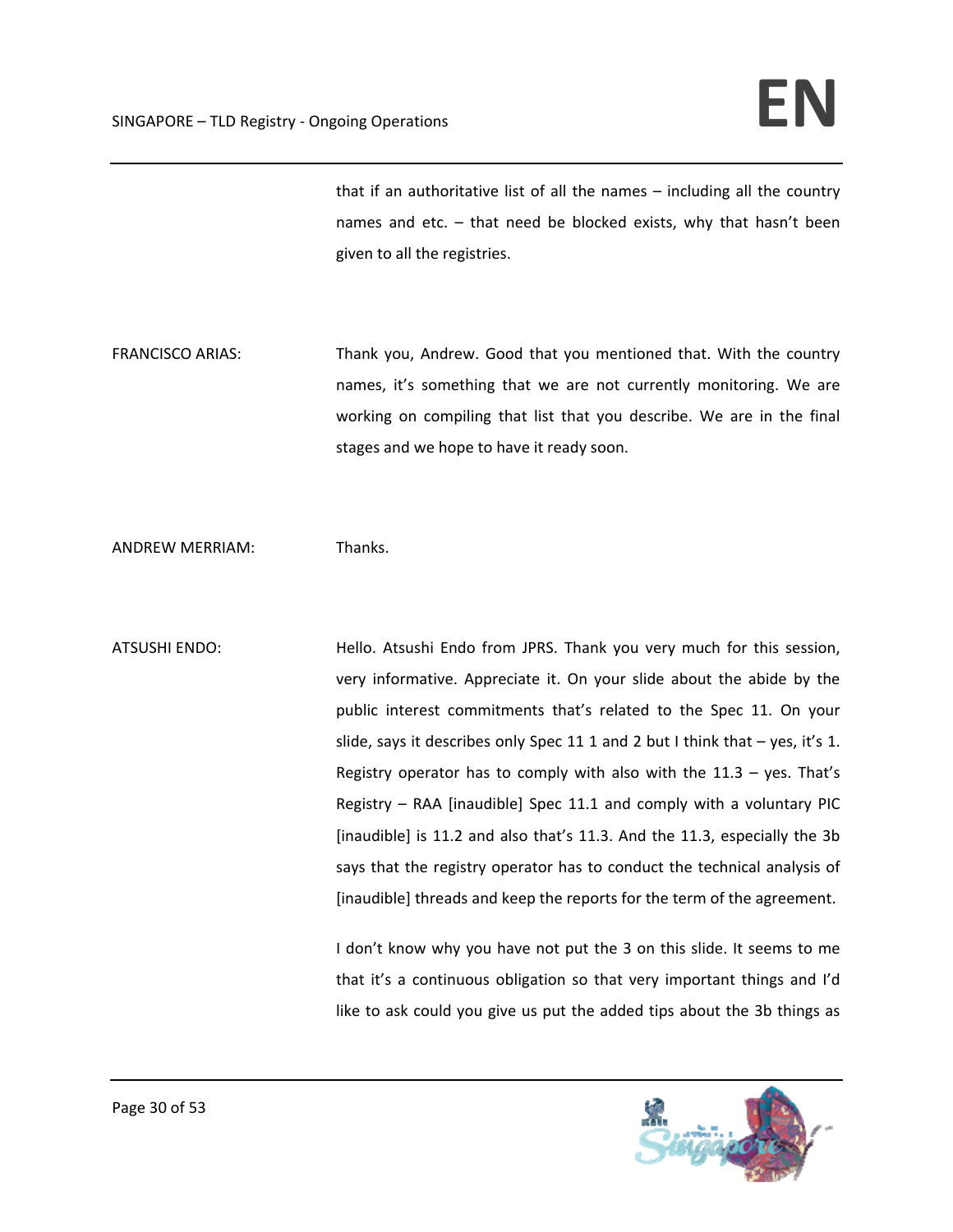that if an authoritative list of all the names – including all the country names and etc. – that need be blocked exists, why that hasn't been given to all the registries.

FRANCISCO ARIAS: Thank you, Andrew. Good that you mentioned that. With the country names, it's something that we are not currently monitoring. We are working on compiling that list that you describe. We are in the final stages and we hope to have it ready soon.

ANDREW MERRIAM: Thanks.

ATSUSHI ENDO: Hello. Atsushi Endo from JPRS. Thank you very much for this session, very informative. Appreciate it. On your slide about the abide by the public interest commitments that's related to the Spec 11. On your slide, says it describes only Spec 11 1 and 2 but I think that – yes, it's 1. Registry operator has to comply with also with the 11.3 – yes. That's Registry – RAA [inaudible] Spec 11.1 and comply with a voluntary PIC [inaudible] is 11.2 and also that's 11.3. And the 11.3, especially the 3b says that the registry operator has to conduct the technical analysis of [inaudible] threads and keep the reports for the term of the agreement.

I don't know why you have not put the 3 on this slide. It seems to me that it's a continuous obligation so that very important things and I'd like to ask could you give us put the added tips about the 3b things as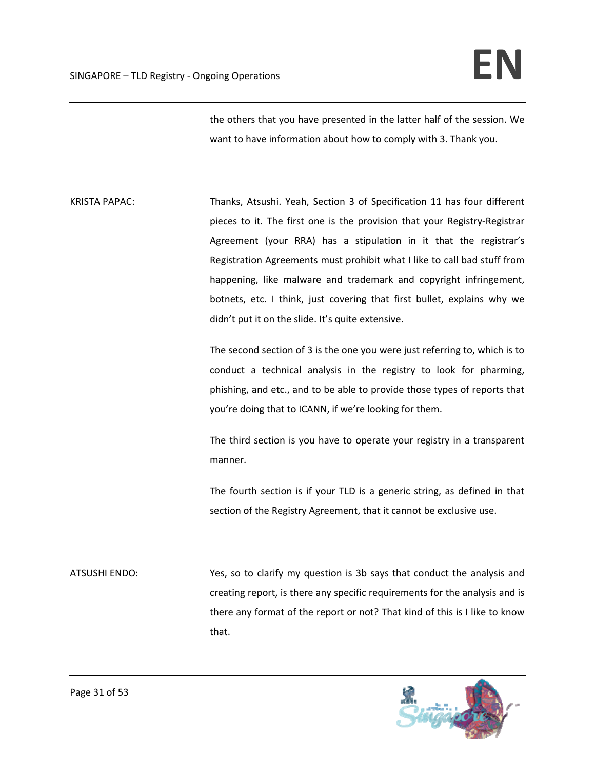the others that you have presented in the latter half of the session. We want to have information about how to comply with 3. Thank you.

KRISTA PAPAC: Thanks, Atsushi. Yeah, Section 3 of Specification 11 has four different pieces to it. The first one is the provision that your Registry-Registrar Agreement (your RRA) has a stipulation in it that the registrar's Registration Agreements must prohibit what I like to call bad stuff from happening, like malware and trademark and copyright infringement, botnets, etc. I think, just covering that first bullet, explains why we didn't put it on the slide. It's quite extensive.

The second section of 3 is the one you were just referring to, which is to conduct a technical analysis in the registry to look for pharming, phishing, and etc., and to be able to provide those types of reports that you're doing that to ICANN, if we're looking for them.

The third section is you have to operate your registry in a transparent manner.

The fourth section is if your TLD is a generic string, as defined in that section of the Registry Agreement, that it cannot be exclusive use.

ATSUSHI ENDO: Yes, so to clarify my question is 3b says that conduct the analysis and creating report, is there any specific requirements for the analysis and is there any format of the report or not? That kind of this is I like to know that.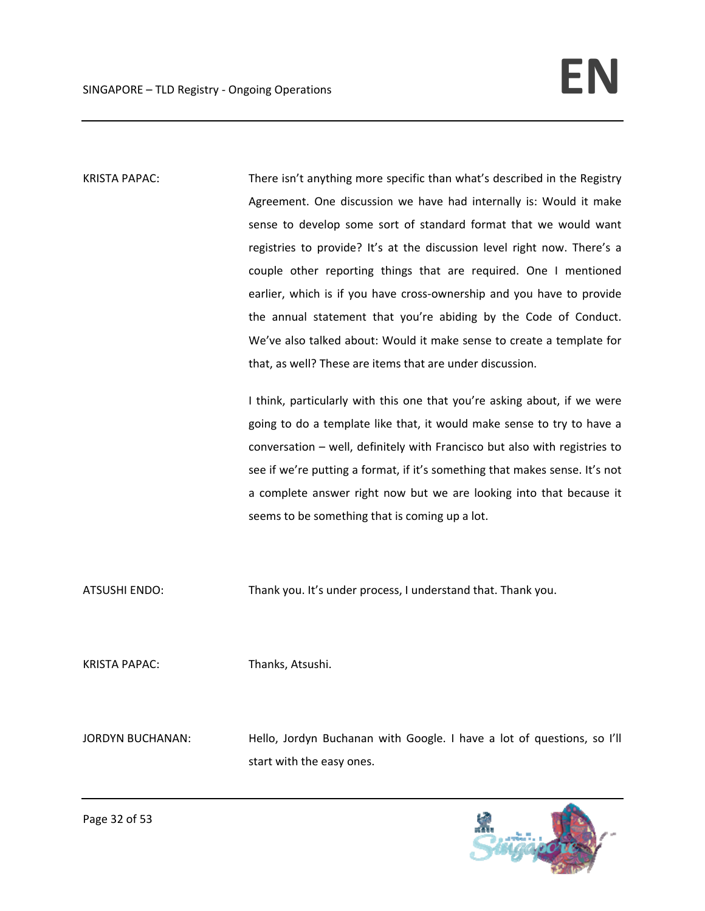KRISTA PAPAC: There isn't anything more specific than what's described in the Registry Agreement. One discussion we have had internally is: Would it make sense to develop some sort of standard format that we would want registries to provide? It's at the discussion level right now. There's a couple other reporting things that are required. One I mentioned earlier, which is if you have cross-ownership and you have to provide the annual statement that you're abiding by the Code of Conduct. We've also talked about: Would it make sense to create a template for that, as well? These are items that are under discussion.

I think, particularly with this one that you're asking about, if we were going to do a template like that, it would make sense to try to have a conversation – well, definitely with Francisco but also with registries to see if we're putting a format, if it's something that makes sense. It's not a complete answer right now but we are looking into that because it seems to be something that is coming up a lot.

ATSUSHI ENDO: Thank you. It's under process, I understand that. Thank you.

KRISTA PAPAC: Thanks, Atsushi.

JORDYN BUCHANAN: Hello, Jordyn Buchanan with Google. I have a lot of questions, so I'll start with the easy ones.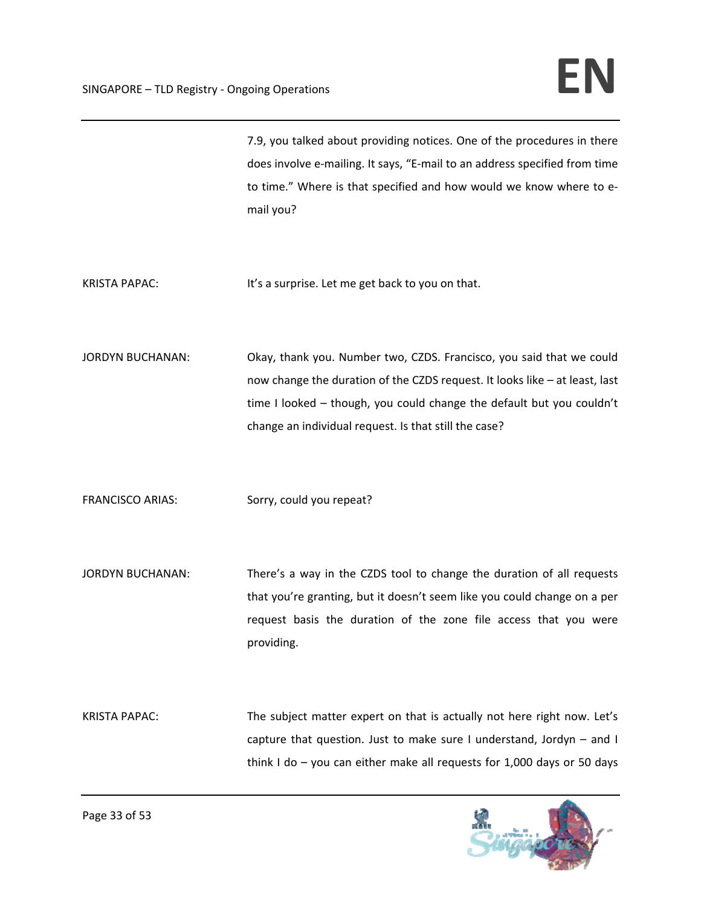7.9, you talked about providing notices. One of the procedures in there does involve e-mailing. It says, "E-mail to an address specified from time to time." Where is that specified and how would we know where to e-mail you?

KRISTA PAPAC: It's a surprise. Let me get back to you on that.

JORDYN BUCHANAN: Okay, thank you. Number two, CZDS. Francisco, you said that we could now change the duration of the CZDS request. It looks like – at least, last time I looked – though, you could change the default but you couldn't change an individual request. Is that still the case?

FRANCISCO ARIAS: Sorry, could you repeat?

JORDYN BUCHANAN: There's a way in the CZDS tool to change the duration of all requests that you're granting, but it doesn't seem like you could change on a per request basis the duration of the zone file access that you were providing.

KRISTA PAPAC: The subject matter expert on that is actually not here right now. Let's capture that question. Just to make sure I understand, Jordyn – and I think I do – you can either make all requests for 1,000 days or 50 days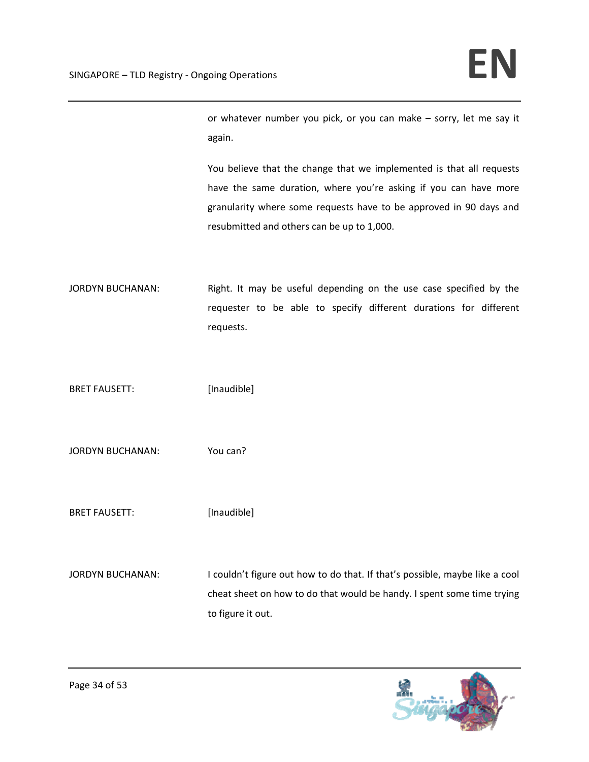or whatever number you pick, or you can make – sorry, let me say it again.

You believe that the change that we implemented is that all requests have the same duration, where you're asking if you can have more granularity where some requests have to be approved in 90 days and resubmitted and others can be up to 1,000.

JORDYN BUCHANAN: Right. It may be useful depending on the use case specified by the requester to be able to specify different durations for different requests.

BRET FAUSETT: [Inaudible]

JORDYN BUCHANAN: You can?

BRET FAUSETT: [Inaudible]

JORDYN BUCHANAN: I couldn't figure out how to do that. If that's possible, maybe like a cool cheat sheet on how to do that would be handy. I spent some time trying to figure it out.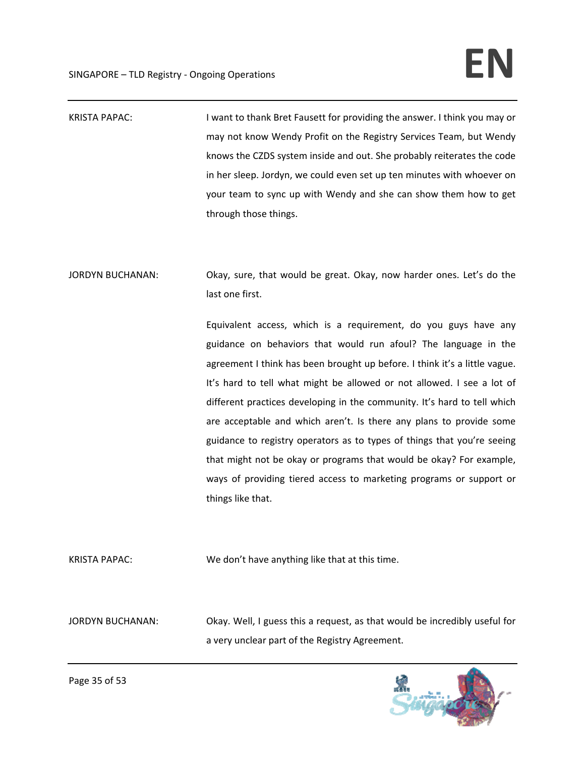KRISTA PAPAC: I want to thank Bret Fausett for providing the answer. I think you may or may not know Wendy Profit on the Registry Services Team, but Wendy knows the CZDS system inside and out. She probably reiterates the code in her sleep. Jordyn, we could even set up ten minutes with whoever on your team to sync up with Wendy and she can show them how to get through those things.

JORDYN BUCHANAN: Okay, sure, that would be great. Okay, now harder ones. Let's do the last one first.

Equivalent access, which is a requirement, do you guys have any guidance on behaviors that would run afoul? The language in the agreement I think has been brought up before. I think it's a little vague. It's hard to tell what might be allowed or not allowed. I see a lot of different practices developing in the community. It's hard to tell which are acceptable and which aren't. Is there any plans to provide some guidance to registry operators as to types of things that you're seeing that might not be okay or programs that would be okay? For example, ways of providing tiered access to marketing programs or support or things like that.

KRISTA PAPAC: We don't have anything like that at this time.

JORDYN BUCHANAN: Okay. Well, I guess this a request, as that would be incredibly useful for a very unclear part of the Registry Agreement.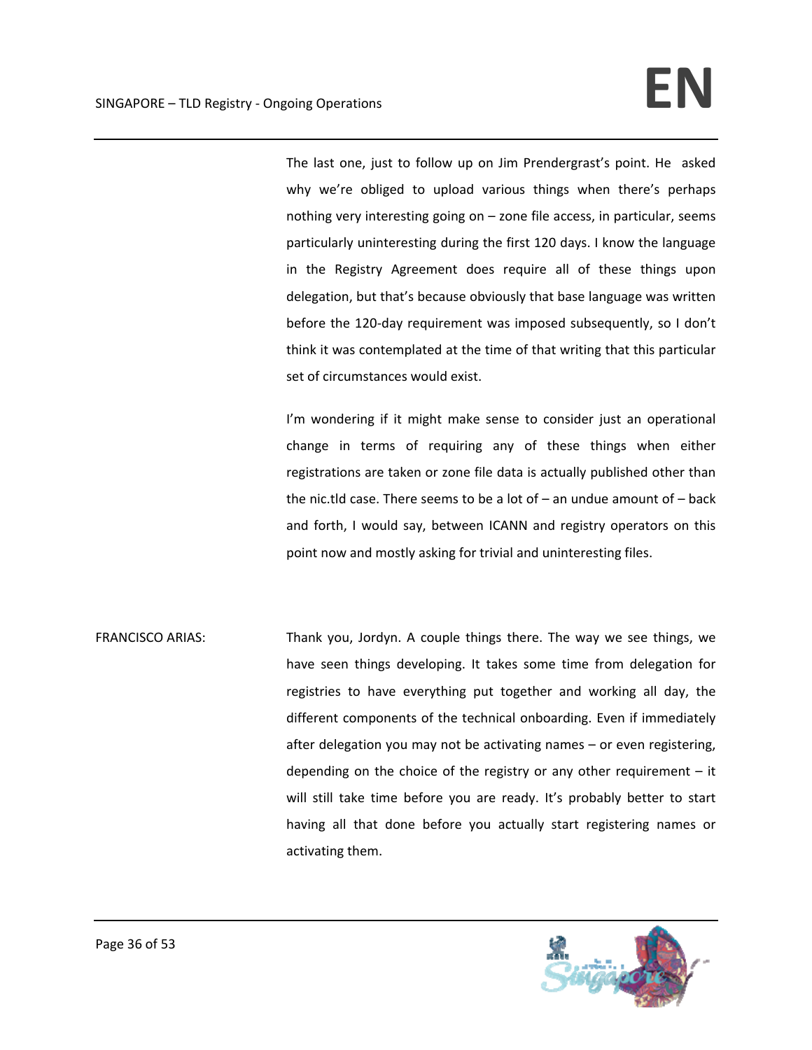The last one, just to follow up on Jim Prendergrast's point. He asked why we're obliged to upload various things when there's perhaps nothing very interesting going on – zone file access, in particular, seems particularly uninteresting during the first 120 days. I know the language in the Registry Agreement does require all of these things upon delegation, but that's because obviously that base language was written before the 120-day requirement was imposed subsequently, so I don't think it was contemplated at the time of that writing that this particular set of circumstances would exist.

I'm wondering if it might make sense to consider just an operational change in terms of requiring any of these things when either registrations are taken or zone file data is actually published other than the nic.tld case. There seems to be a lot of – an undue amount of – back and forth, I would say, between ICANN and registry operators on this point now and mostly asking for trivial and uninteresting files.

FRANCISCO ARIAS: Thank you, Jordyn. A couple things there. The way we see things, we have seen things developing. It takes some time from delegation for registries to have everything put together and working all day, the different components of the technical onboarding. Even if immediately after delegation you may not be activating names – or even registering, depending on the choice of the registry or any other requirement – it will still take time before you are ready. It's probably better to start having all that done before you actually start registering names or activating them.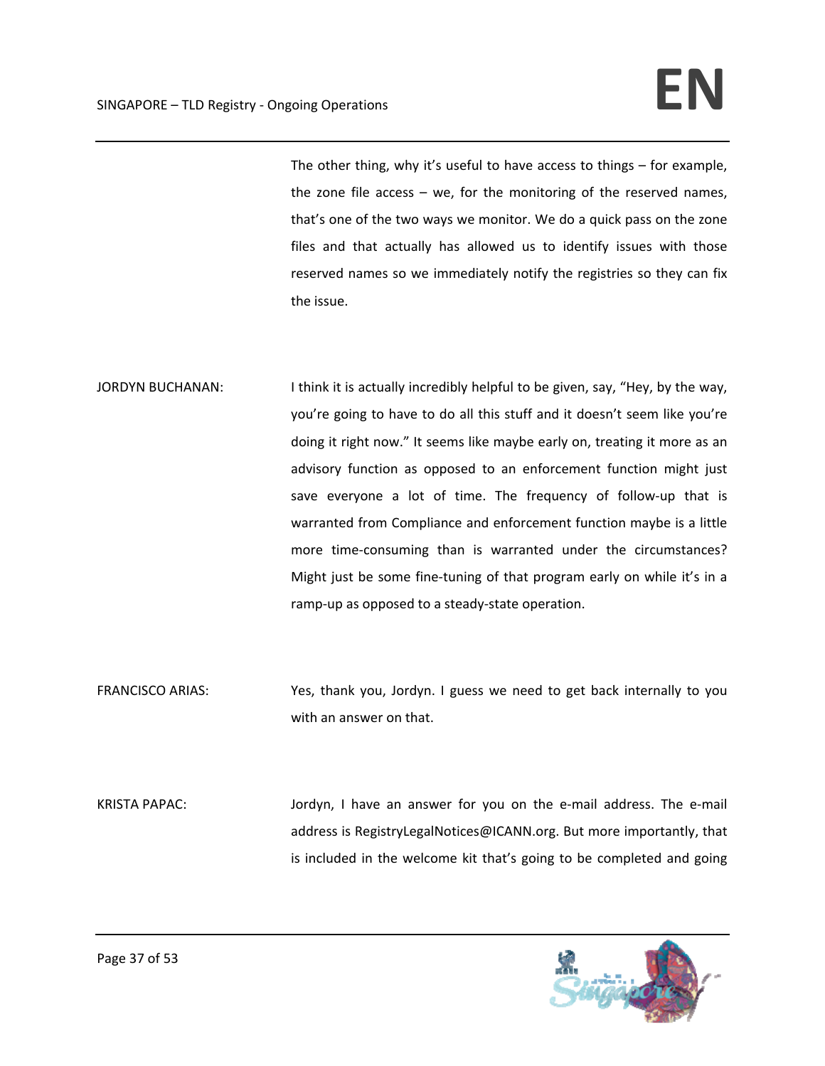The other thing, why it's useful to have access to things – for example, the zone file access – we, for the monitoring of the reserved names, that's one of the two ways we monitor. We do a quick pass on the zone files and that actually has allowed us to identify issues with those reserved names so we immediately notify the registries so they can fix the issue.

JORDYN BUCHANAN: I think it is actually incredibly helpful to be given, say, "Hey, by the way, you're going to have to do all this stuff and it doesn't seem like you're doing it right now." It seems like maybe early on, treating it more as an advisory function as opposed to an enforcement function might just save everyone a lot of time. The frequency of follow-up that is warranted from Compliance and enforcement function maybe is a little more time-consuming than is warranted under the circumstances? Might just be some fine-tuning of that program early on while it's in a ramp-up as opposed to a steady-state operation.

FRANCISCO ARIAS: Yes, thank you, Jordyn. I guess we need to get back internally to you with an answer on that.

KRISTA PAPAC: Jordyn, I have an answer for you on the e-mail address. The e-mail address is RegistryLegalNotices@ICANN.org. But more importantly, that is included in the welcome kit that's going to be completed and going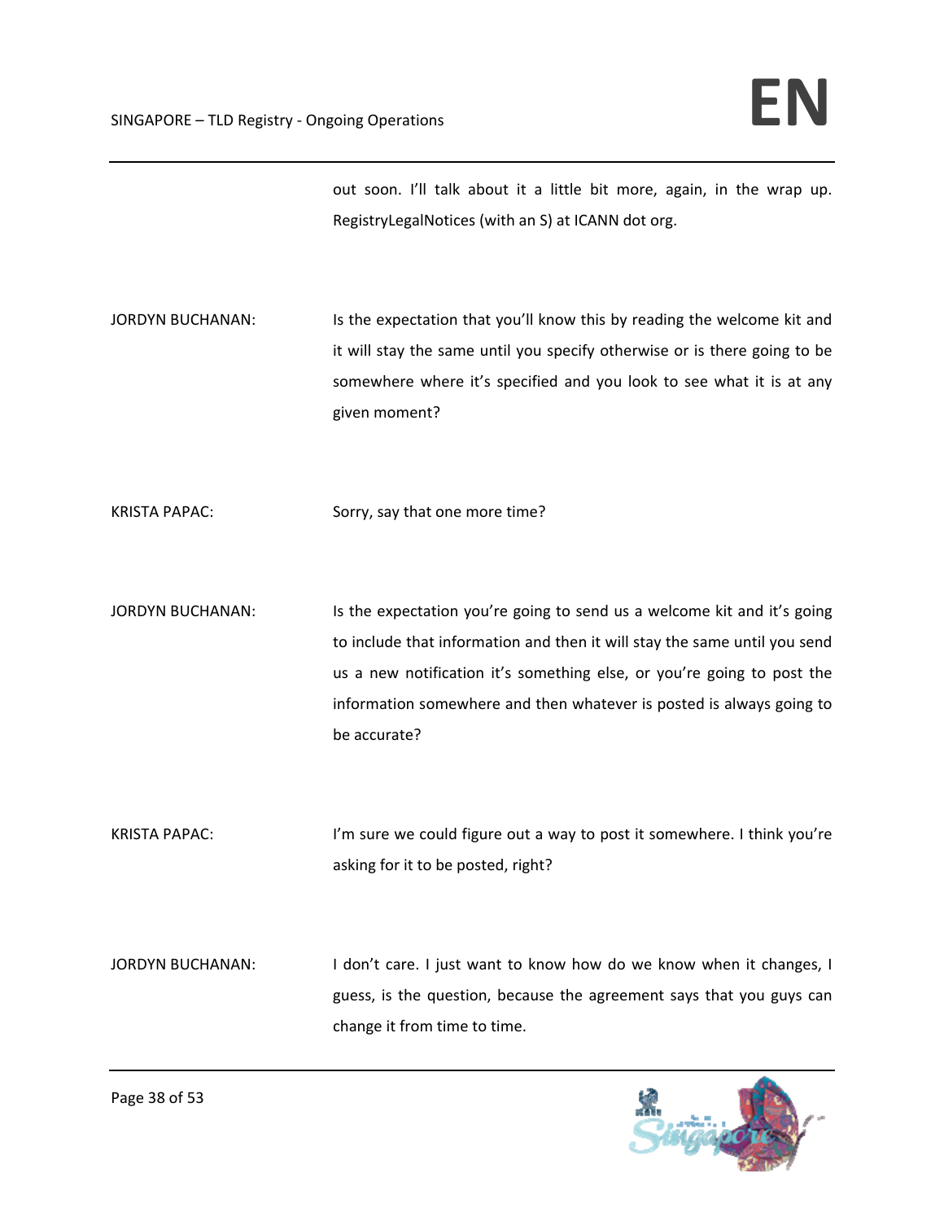out soon. I'll talk about it a little bit more, again, in the wrap up. RegistryLegalNotices (with an S) at ICANN dot org.

JORDYN BUCHANAN: Is the expectation that you'll know this by reading the welcome kit and it will stay the same until you specify otherwise or is there going to be somewhere where it's specified and you look to see what it is at any given moment?

KRISTA PAPAC: Sorry, say that one more time?

JORDYN BUCHANAN: Is the expectation you're going to send us a welcome kit and it's going to include that information and then it will stay the same until you send us a new notification it's something else, or you're going to post the information somewhere and then whatever is posted is always going to be accurate?

KRISTA PAPAC: I'm sure we could figure out a way to post it somewhere. I think you're asking for it to be posted, right?

JORDYN BUCHANAN: I don't care. I just want to know how do we know when it changes, I guess, is the question, because the agreement says that you guys can change it from time to time.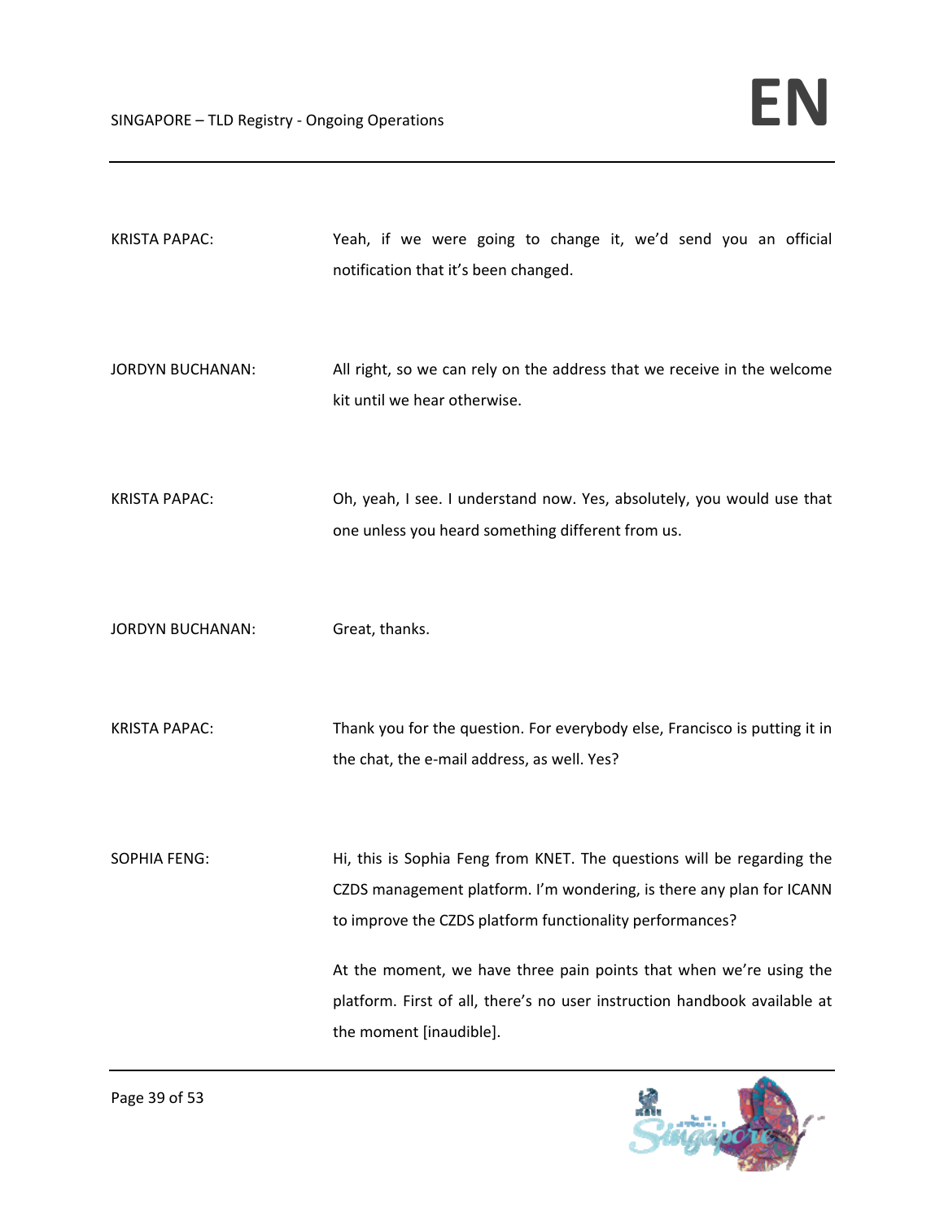KRISTA PAPAC: Yeah, if we were going to change it, we'd send you an official notification that it's been changed.

JORDYN BUCHANAN: All right, so we can rely on the address that we receive in the welcome kit until we hear otherwise.

KRISTA PAPAC: Oh, yeah, I see. I understand now. Yes, absolutely, you would use that one unless you heard something different from us.

JORDYN BUCHANAN: Great, thanks.

KRISTA PAPAC: Thank you for the question. For everybody else, Francisco is putting it in the chat, the e-mail address, as well. Yes?

SOPHIA FENG: Hi, this is Sophia Feng from KNET. The questions will be regarding the CZDS management platform. I'm wondering, is there any plan for ICANN to improve the CZDS platform functionality performances?

At the moment, we have three pain points that when we're using the platform. First of all, there's no user instruction handbook available at the moment [inaudible].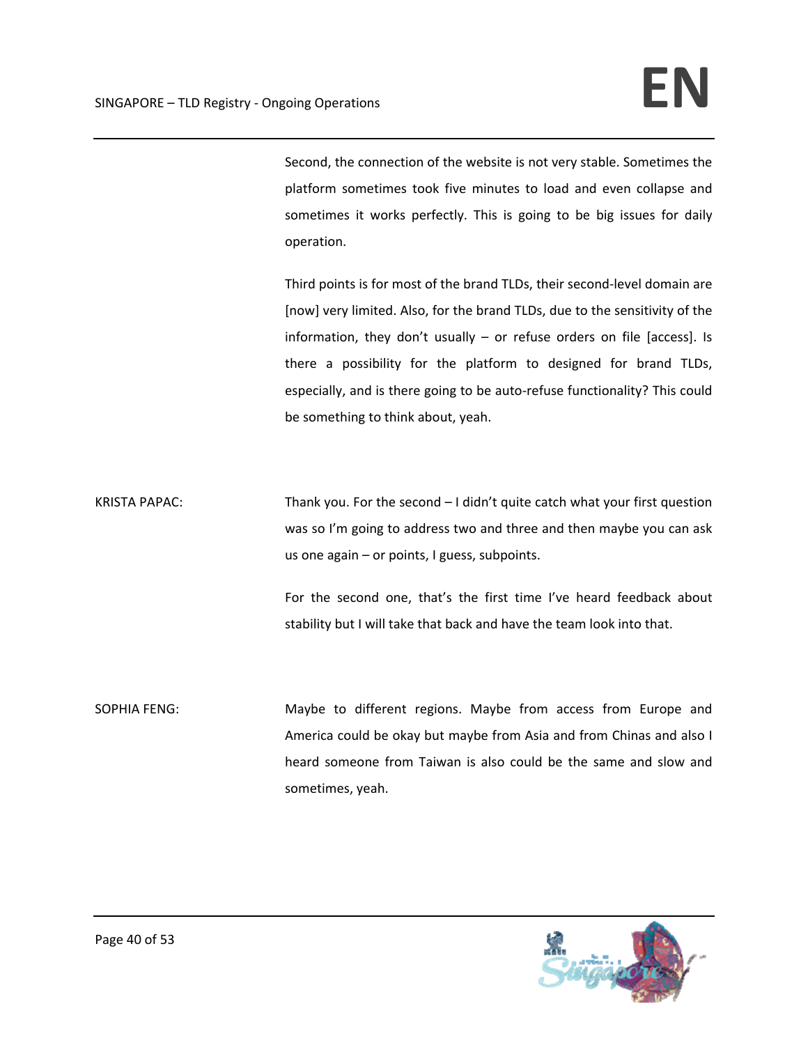Second, the connection of the website is not very stable. Sometimes the platform sometimes took five minutes to load and even collapse and sometimes it works perfectly. This is going to be big issues for daily operation.

Third points is for most of the brand TLDs, their second-level domain are [now] very limited. Also, for the brand TLDs, due to the sensitivity of the information, they don't usually – or refuse orders on file [access]. Is there a possibility for the platform to designed for brand TLDs, especially, and is there going to be auto-refuse functionality? This could be something to think about, yeah.

KRISTA PAPAC: Thank you. For the second – I didn't quite catch what your first question was so I'm going to address two and three and then maybe you can ask us one again – or points, I guess, subpoints.

For the second one, that's the first time I've heard feedback about stability but I will take that back and have the team look into that.

SOPHIA FENG: Maybe to different regions. Maybe from access from Europe and America could be okay but maybe from Asia and from Chinas and also I heard someone from Taiwan is also could be the same and slow and sometimes, yeah.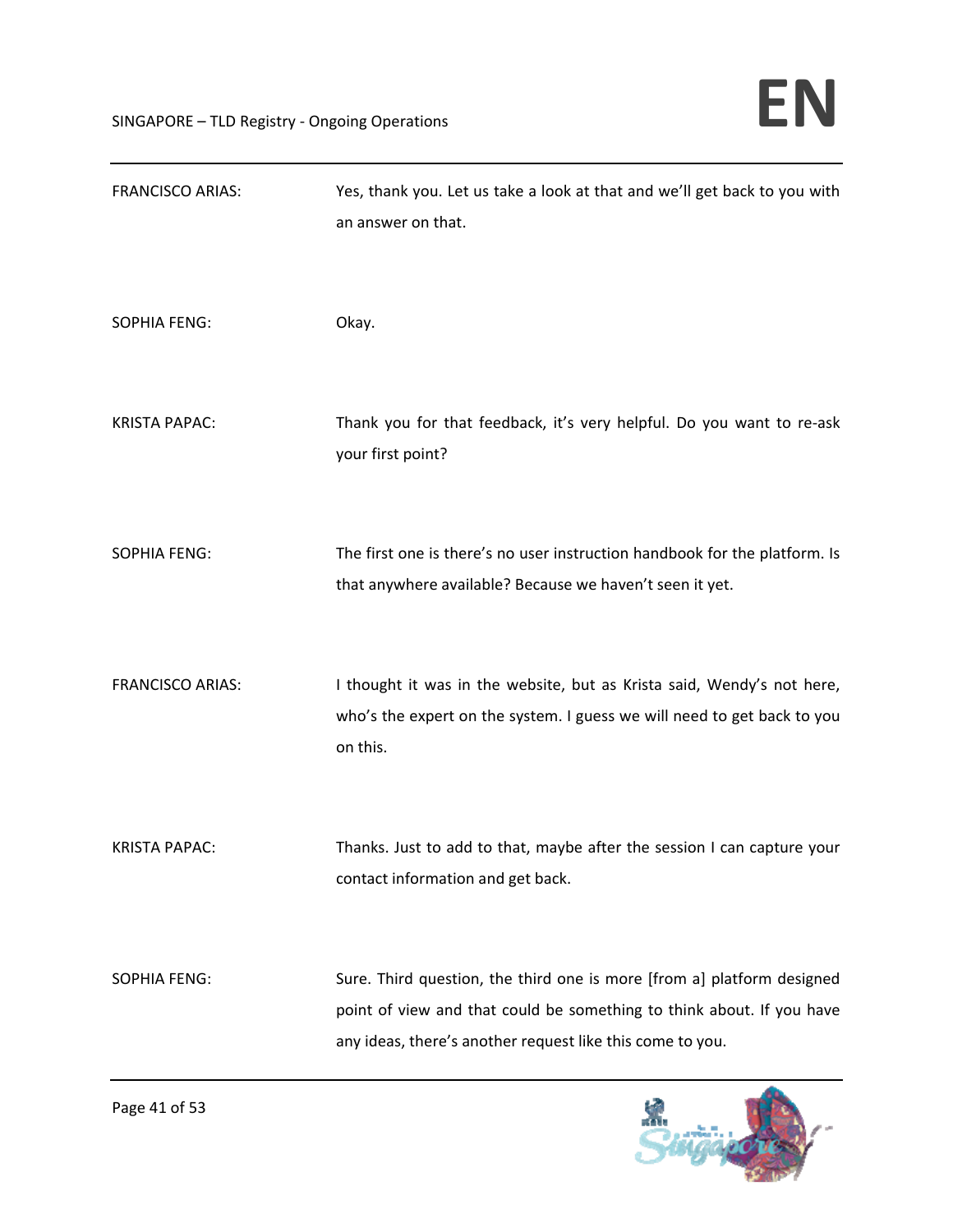FRANCISCO ARIAS: Yes, thank you. Let us take a look at that and we'll get back to you with an answer on that.

SOPHIA FENG: Okay.

KRISTA PAPAC: Thank you for that feedback, it's very helpful. Do you want to re-ask your first point?

SOPHIA FENG: The first one is there's no user instruction handbook for the platform. Is that anywhere available? Because we haven't seen it yet.

FRANCISCO ARIAS: I thought it was in the website, but as Krista said, Wendy's not here, who's the expert on the system. I guess we will need to get back to you on this.

KRISTA PAPAC: Thanks. Just to add to that, maybe after the session I can capture your contact information and get back.

SOPHIA FENG: Sure. Third question, the third one is more [from a] platform designed point of view and that could be something to think about. If you have any ideas, there's another request like this come to you.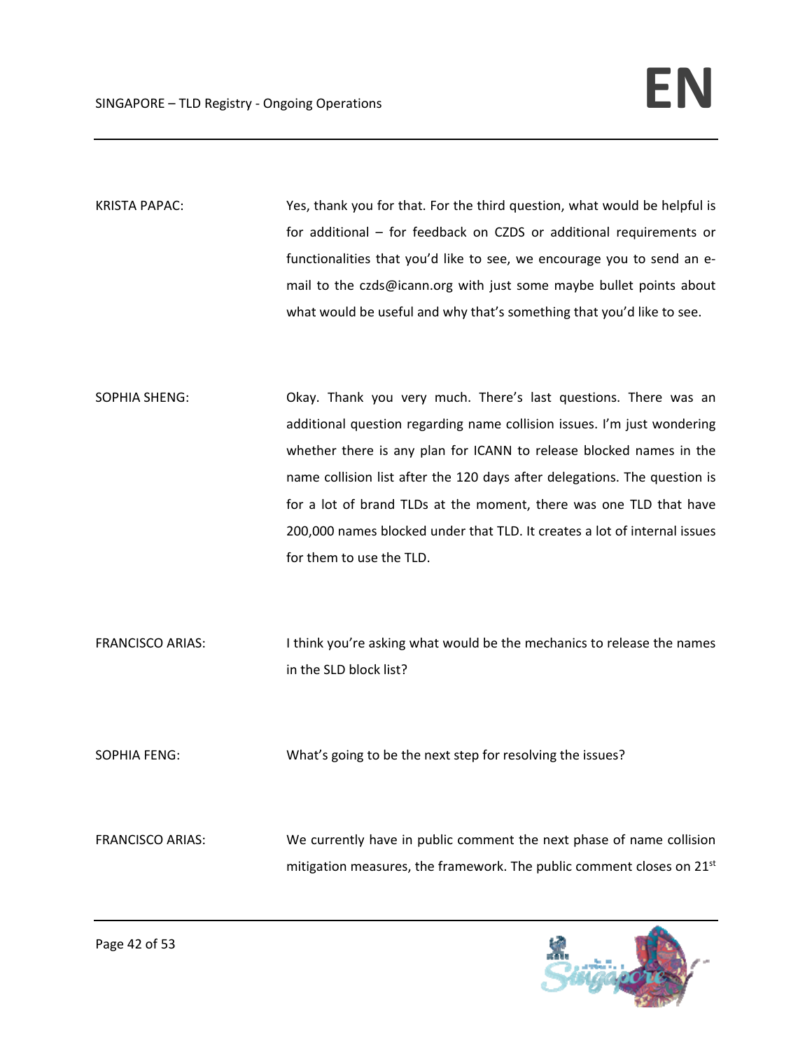KRISTA PAPAC: Yes, thank you for that. For the third question, what would be helpful is for additional – for feedback on CZDS or additional requirements or functionalities that you'd like to see, we encourage you to send an e-mail to the czds@icann.org with just some maybe bullet points about what would be useful and why that's something that you'd like to see.

SOPHIA SHENG: Okay. Thank you very much. There's last questions. There was an additional question regarding name collision issues. I'm just wondering whether there is any plan for ICANN to release blocked names in the name collision list after the 120 days after delegations. The question is for a lot of brand TLDs at the moment, there was one TLD that have 200,000 names blocked under that TLD. It creates a lot of internal issues for them to use the TLD.

FRANCISCO ARIAS: I think you're asking what would be the mechanics to release the names in the SLD block list?

SOPHIA FENG: What's going to be the next step for resolving the issues?

FRANCISCO ARIAS: We currently have in public comment the next phase of name collision mitigation measures, the framework. The public comment closes on 21st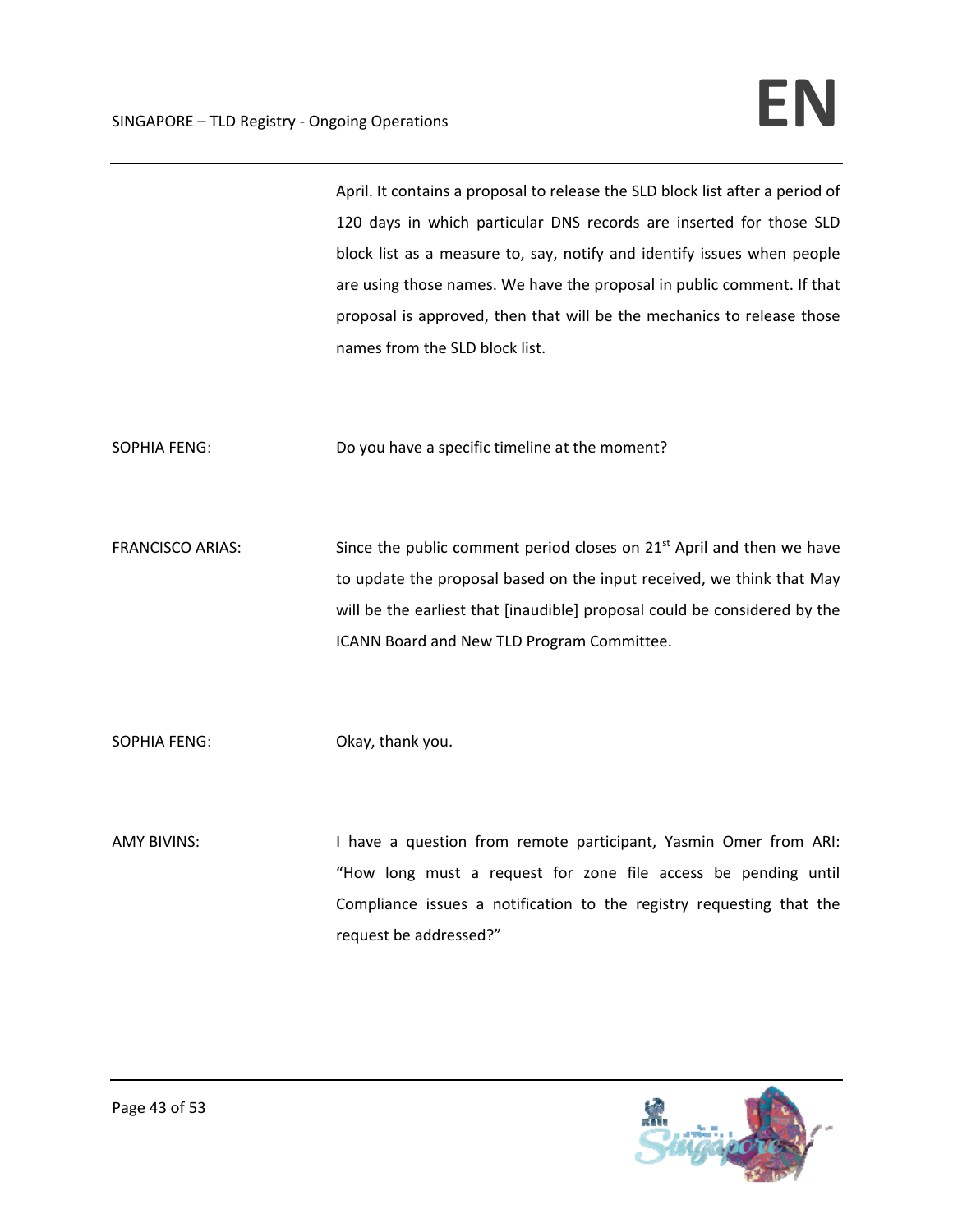April. It contains a proposal to release the SLD block list after a period of 120 days in which particular DNS records are inserted for those SLD block list as a measure to, say, notify and identify issues when people are using those names. We have the proposal in public comment. If that proposal is approved, then that will be the mechanics to release those names from the SLD block list.

SOPHIA FENG: Do you have a specific timeline at the moment?

FRANCISCO ARIAS: Since the public comment period closes on 21st April and then we have to update the proposal based on the input received, we think that May will be the earliest that [inaudible] proposal could be considered by the ICANN Board and New TLD Program Committee.

SOPHIA FENG: Okay, thank you.

AMY BIVINS: I have a question from remote participant, Yasmin Omer from ARI: "How long must a request for zone file access be pending until Compliance issues a notification to the registry requesting that the request be addressed?"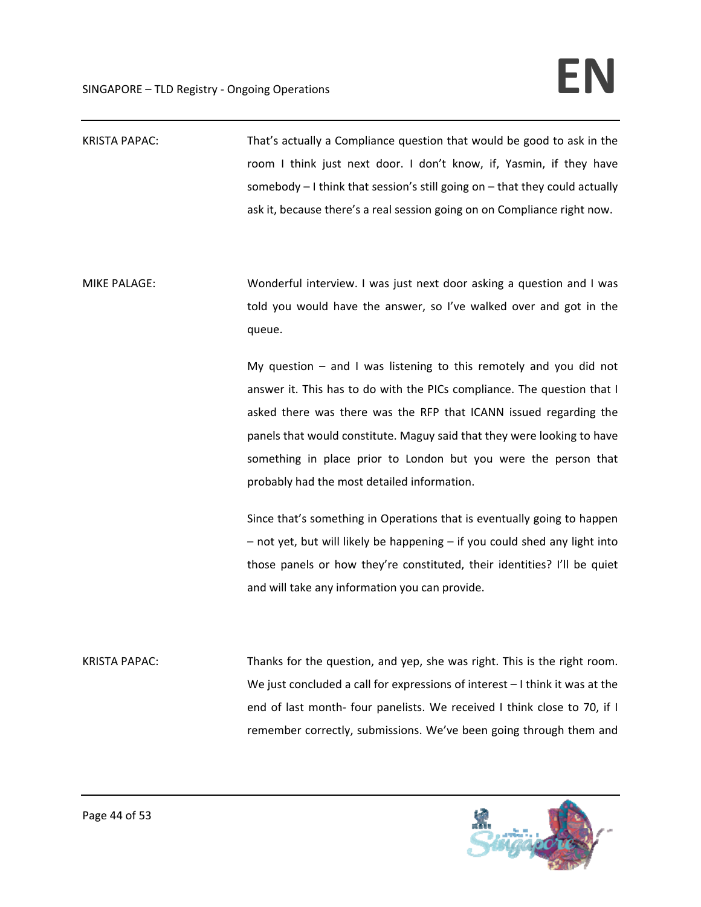KRISTA PAPAC: That's actually a Compliance question that would be good to ask in the room I think just next door. I don't know, if, Yasmin, if they have somebody – I think that session's still going on – that they could actually ask it, because there's a real session going on on Compliance right now.

MIKE PALAGE: Wonderful interview. I was just next door asking a question and I was told you would have the answer, so I've walked over and got in the queue.

My question – and I was listening to this remotely and you did not answer it. This has to do with the PICs compliance. The question that I asked there was there was the RFP that ICANN issued regarding the panels that would constitute. Maguy said that they were looking to have something in place prior to London but you were the person that probably had the most detailed information.

Since that's something in Operations that is eventually going to happen – not yet, but will likely be happening – if you could shed any light into those panels or how they're constituted, their identities? I'll be quiet and will take any information you can provide.

KRISTA PAPAC: Thanks for the question, and yep, she was right. This is the right room. We just concluded a call for expressions of interest – I think it was at the end of last month- four panelists. We received I think close to 70, if I remember correctly, submissions. We've been going through them and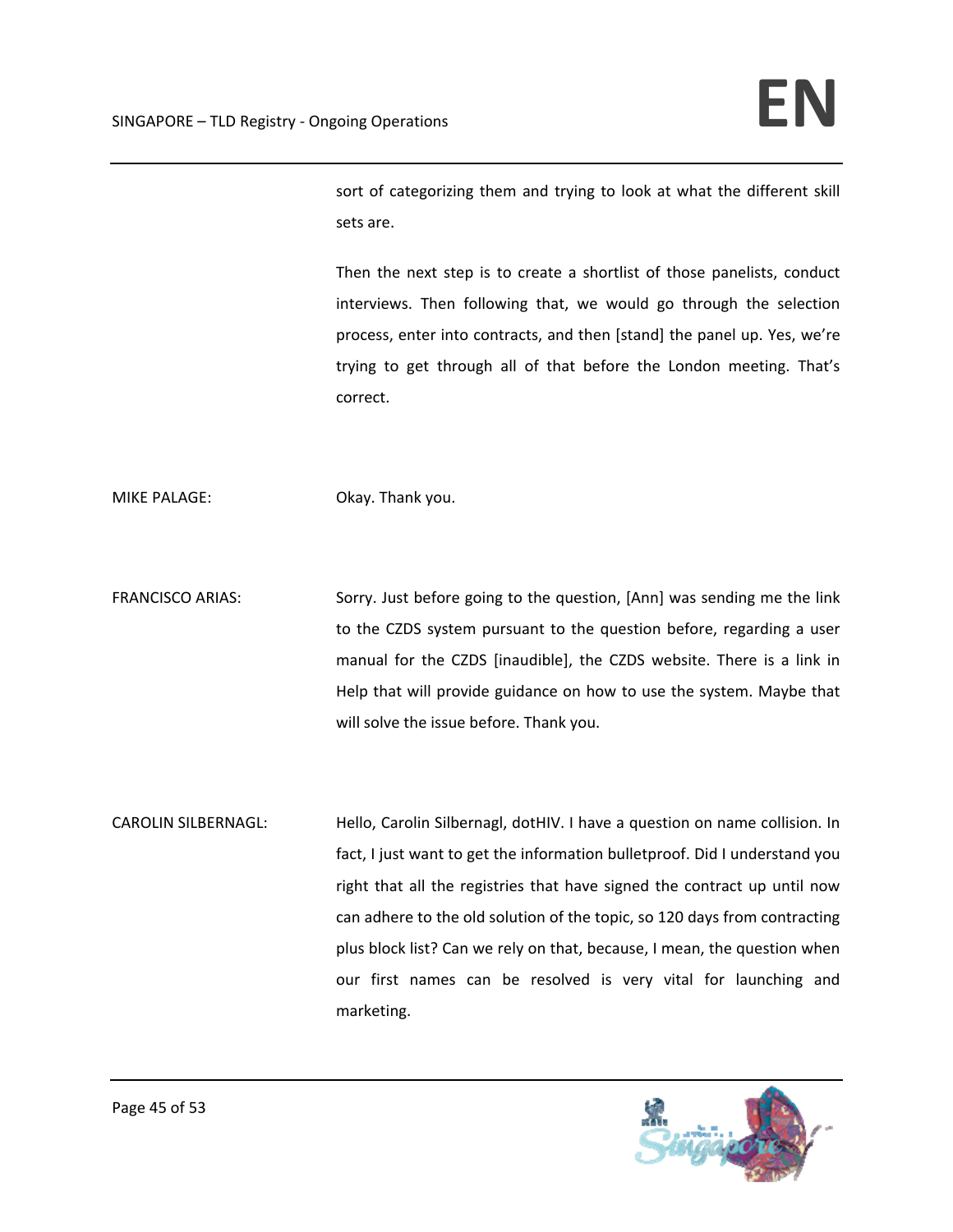sort of categorizing them and trying to look at what the different skill sets are.

Then the next step is to create a shortlist of those panelists, conduct interviews. Then following that, we would go through the selection process, enter into contracts, and then [stand] the panel up. Yes, we're trying to get through all of that before the London meeting. That's correct.

MIKE PALAGE: Okay. Thank you.

FRANCISCO ARIAS: Sorry. Just before going to the question, [Ann] was sending me the link to the CZDS system pursuant to the question before, regarding a user manual for the CZDS [inaudible], the CZDS website. There is a link in Help that will provide guidance on how to use the system. Maybe that will solve the issue before. Thank you.

CAROLIN SILBERNAGL: Hello, Carolin Silbernagl, dotHIV. I have a question on name collision. In fact, I just want to get the information bulletproof. Did I understand you right that all the registries that have signed the contract up until now can adhere to the old solution of the topic, so 120 days from contracting plus block list? Can we rely on that, because, I mean, the question when our first names can be resolved is very vital for launching and marketing.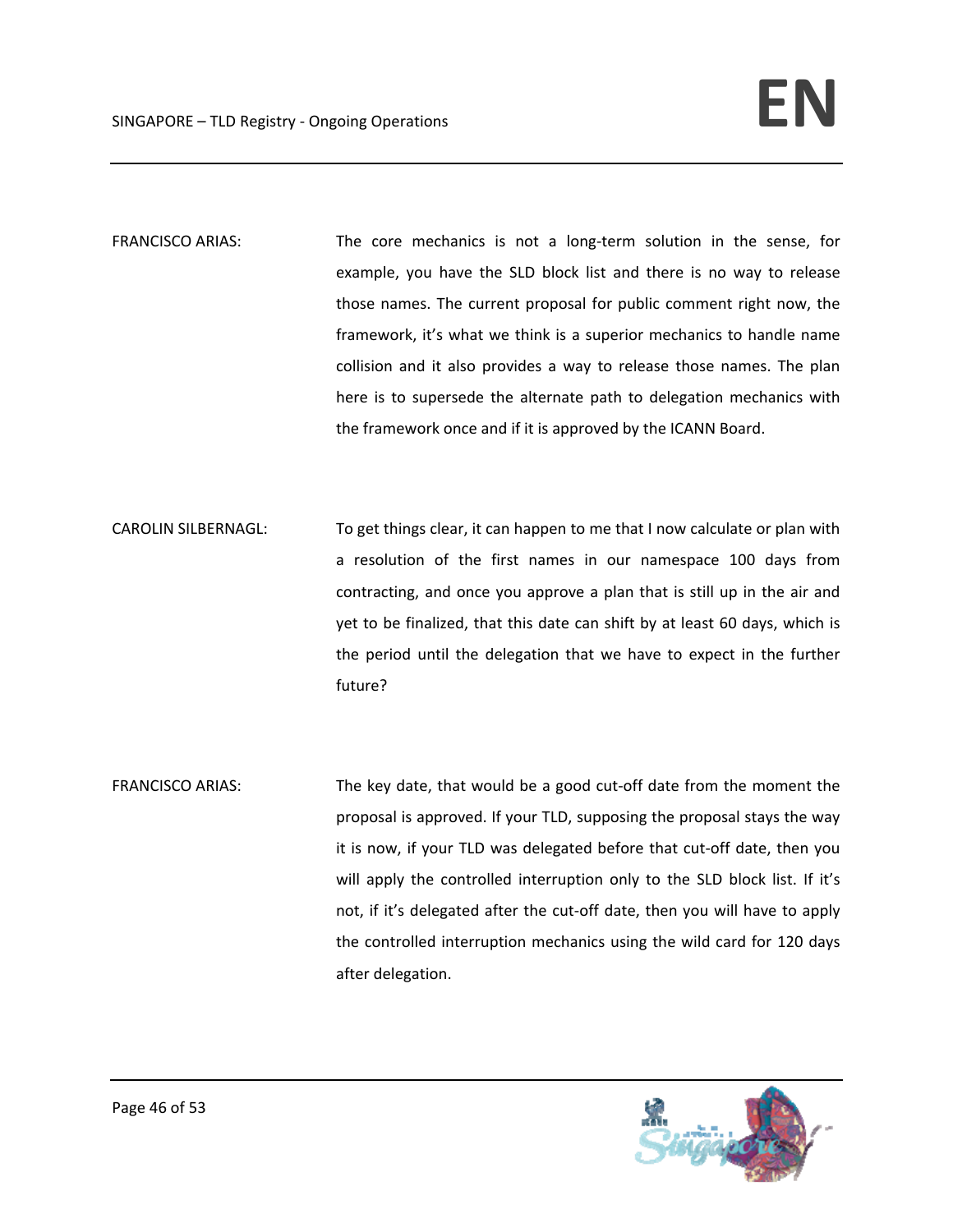FRANCISCO ARIAS: The core mechanics is not a long-term solution in the sense, for example, you have the SLD block list and there is no way to release those names. The current proposal for public comment right now, the framework, it's what we think is a superior mechanics to handle name collision and it also provides a way to release those names. The plan here is to supersede the alternate path to delegation mechanics with the framework once and if it is approved by the ICANN Board.

CAROLIN SILBERNAGL: To get things clear, it can happen to me that I now calculate or plan with a resolution of the first names in our namespace 100 days from contracting, and once you approve a plan that is still up in the air and yet to be finalized, that this date can shift by at least 60 days, which is the period until the delegation that we have to expect in the further future?

FRANCISCO ARIAS: The key date, that would be a good cut-off date from the moment the proposal is approved. If your TLD, supposing the proposal stays the way it is now, if your TLD was delegated before that cut-off date, then you will apply the controlled interruption only to the SLD block list. If it's not, if it's delegated after the cut-off date, then you will have to apply the controlled interruption mechanics using the wild card for 120 days after delegation.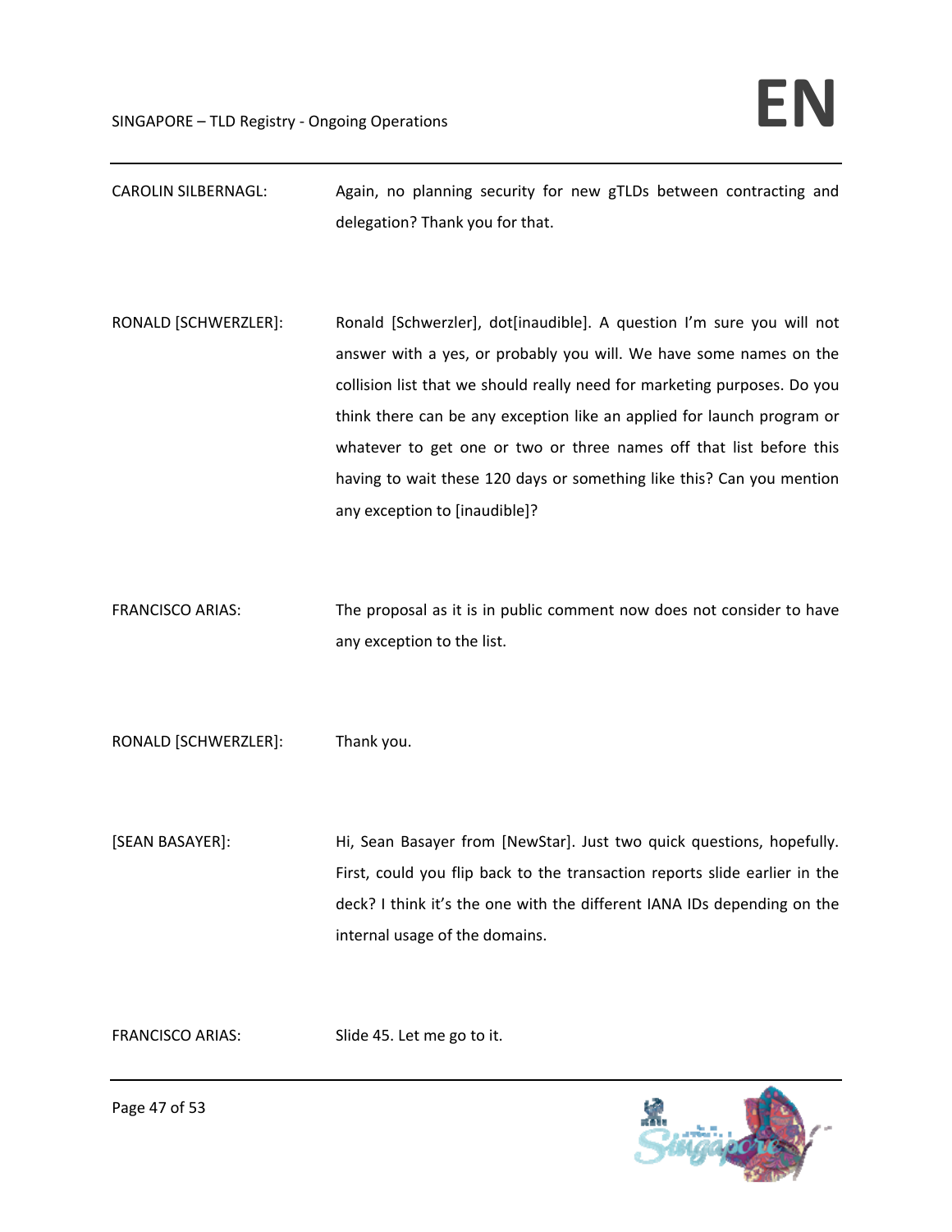CAROLIN SILBERNAGL: Again, no planning security for new gTLDs between contracting and delegation? Thank you for that.

RONALD [SCHWERZLER]: Ronald [Schwerzler], dot[inaudible]. A question I'm sure you will not answer with a yes, or probably you will. We have some names on the collision list that we should really need for marketing purposes. Do you think there can be any exception like an applied for launch program or whatever to get one or two or three names off that list before this having to wait these 120 days or something like this? Can you mention any exception to [inaudible]?

FRANCISCO ARIAS: The proposal as it is in public comment now does not consider to have any exception to the list.

RONALD [SCHWERZLER]: Thank you.

[SEAN BASAYER]: Hi, Sean Basayer from [NewStar]. Just two quick questions, hopefully. First, could you flip back to the transaction reports slide earlier in the deck? I think it's the one with the different IANA IDs depending on the internal usage of the domains.

FRANCISCO ARIAS: Slide 45. Let me go to it.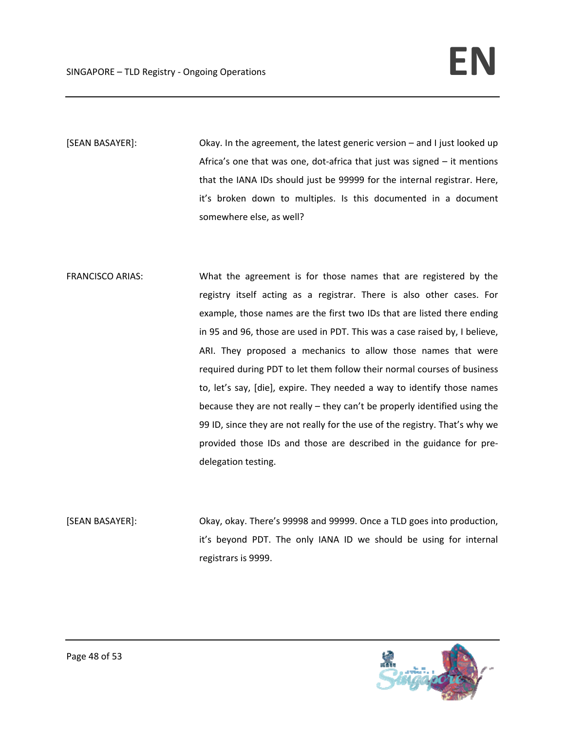[SEAN BASAYER]: Okay. In the agreement, the latest generic version – and I just looked up Africa's one that was one, dot-africa that just was signed – it mentions that the IANA IDs should just be 99999 for the internal registrar. Here, it's broken down to multiples. Is this documented in a document somewhere else, as well?

FRANCISCO ARIAS: What the agreement is for those names that are registered by the registry itself acting as a registrar. There is also other cases. For example, those names are the first two IDs that are listed there ending in 95 and 96, those are used in PDT. This was a case raised by, I believe, ARI. They proposed a mechanics to allow those names that were required during PDT to let them follow their normal courses of business to, let's say, [die], expire. They needed a way to identify those names because they are not really – they can't be properly identified using the 99 ID, since they are not really for the use of the registry. That's why we provided those IDs and those are described in the guidance for pre-delegation testing.

[SEAN BASAYER]: Okay, okay. There's 99998 and 99999. Once a TLD goes into production, it's beyond PDT. The only IANA ID we should be using for internal registrars is 9999.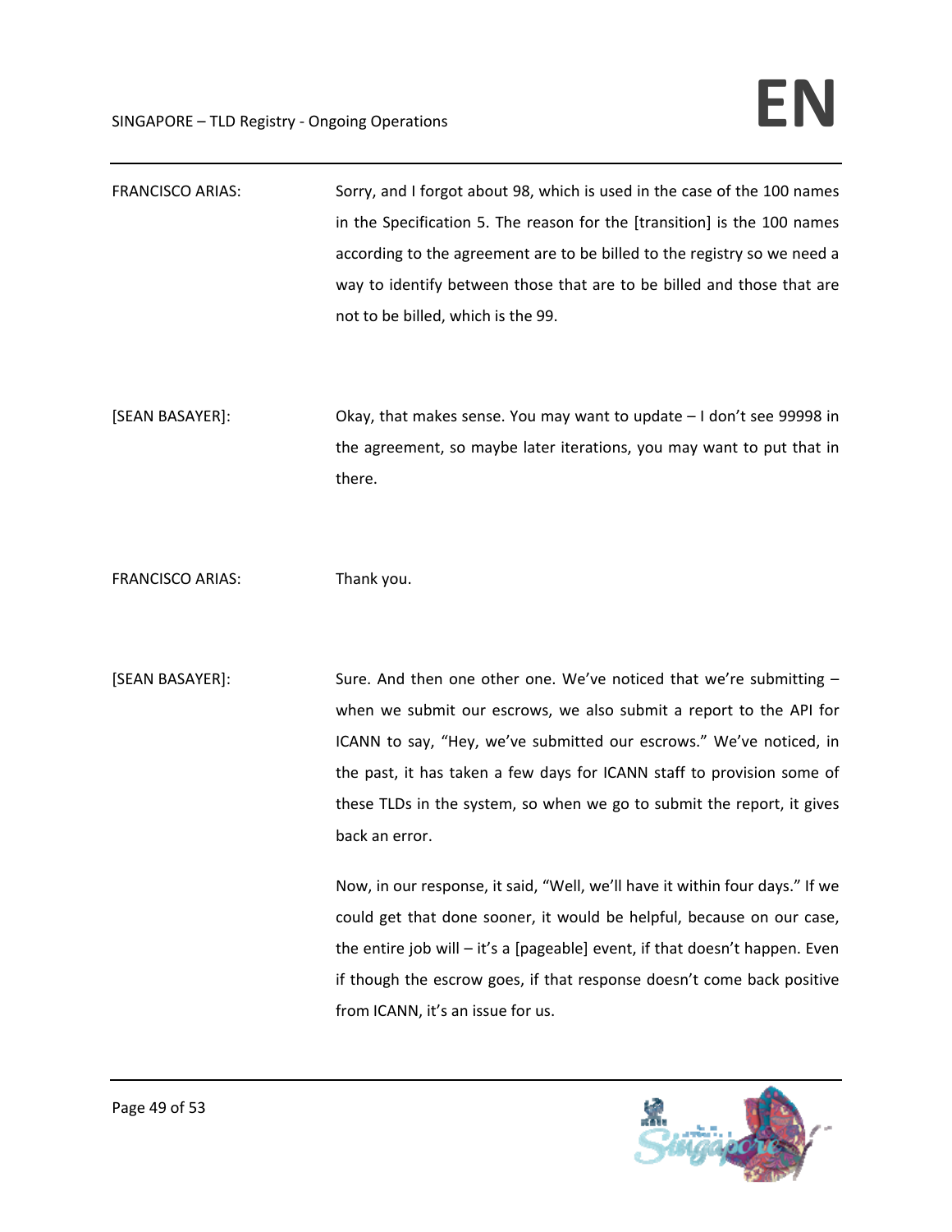FRANCISCO ARIAS: Sorry, and I forgot about 98, which is used in the case of the 100 names in the Specification 5. The reason for the [transition] is the 100 names according to the agreement are to be billed to the registry so we need a way to identify between those that are to be billed and those that are not to be billed, which is the 99.

[SEAN BASAYER]: Okay, that makes sense. You may want to update – I don't see 99998 in the agreement, so maybe later iterations, you may want to put that in there.

FRANCISCO ARIAS: Thank you.

[SEAN BASAYER]: Sure. And then one other one. We've noticed that we're submitting – when we submit our escrows, we also submit a report to the API for ICANN to say, "Hey, we've submitted our escrows." We've noticed, in the past, it has taken a few days for ICANN staff to provision some of these TLDs in the system, so when we go to submit the report, it gives back an error.

Now, in our response, it said, "Well, we'll have it within four days." If we could get that done sooner, it would be helpful, because on our case, the entire job will – it's a [pageable] event, if that doesn't happen. Even if though the escrow goes, if that response doesn't come back positive from ICANN, it's an issue for us.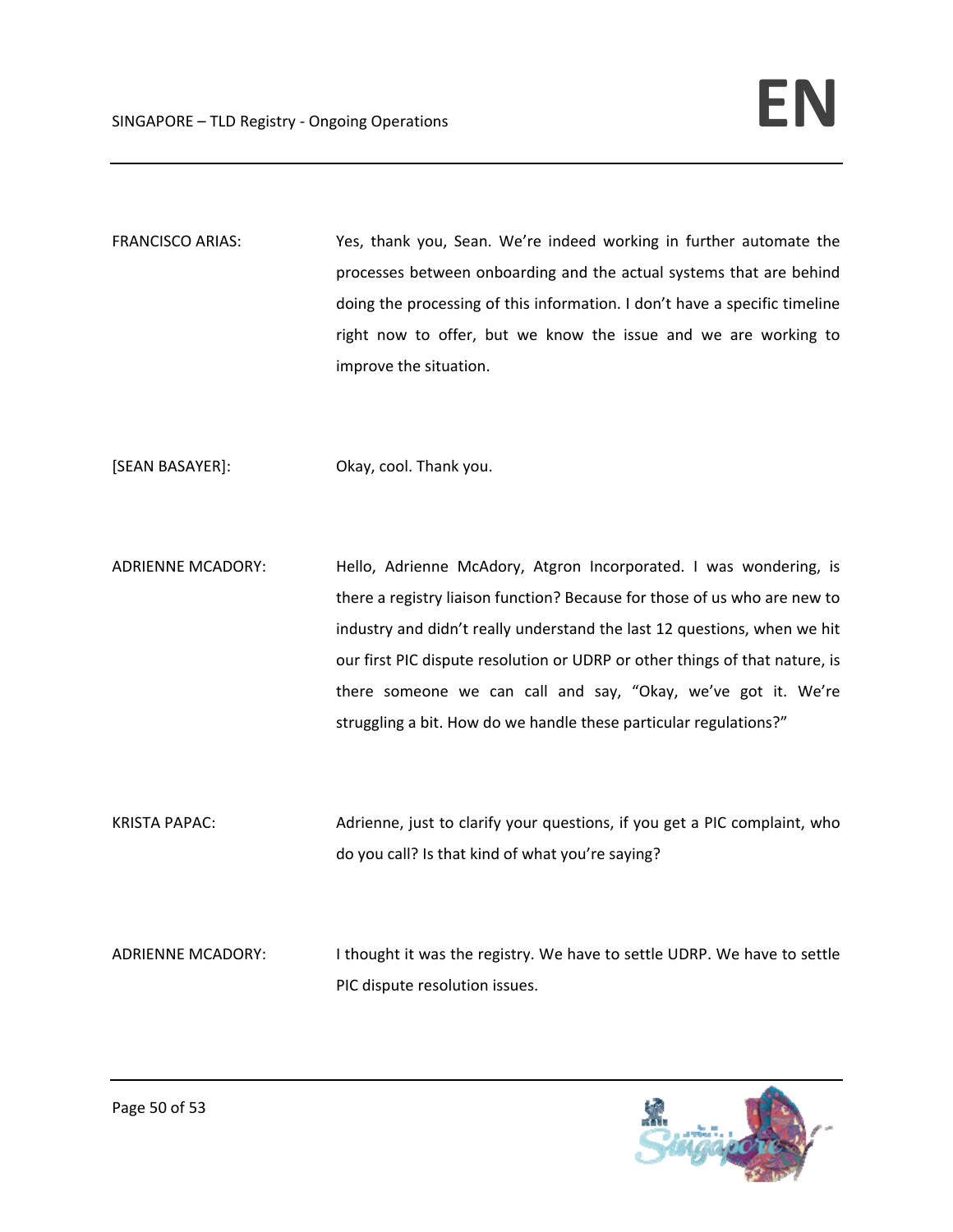FRANCISCO ARIAS: Yes, thank you, Sean. We're indeed working in further automate the processes between onboarding and the actual systems that are behind doing the processing of this information. I don't have a specific timeline right now to offer, but we know the issue and we are working to improve the situation.

[SEAN BASAYER]: Okay, cool. Thank you.

ADRIENNE MCADORY: Hello, Adrienne McAdory, Atgron Incorporated. I was wondering, is there a registry liaison function? Because for those of us who are new to industry and didn't really understand the last 12 questions, when we hit our first PIC dispute resolution or UDRP or other things of that nature, is there someone we can call and say, "Okay, we've got it. We're struggling a bit. How do we handle these particular regulations?"

KRISTA PAPAC: Adrienne, just to clarify your questions, if you get a PIC complaint, who do you call? Is that kind of what you're saying?

ADRIENNE MCADORY: I thought it was the registry. We have to settle UDRP. We have to settle PIC dispute resolution issues.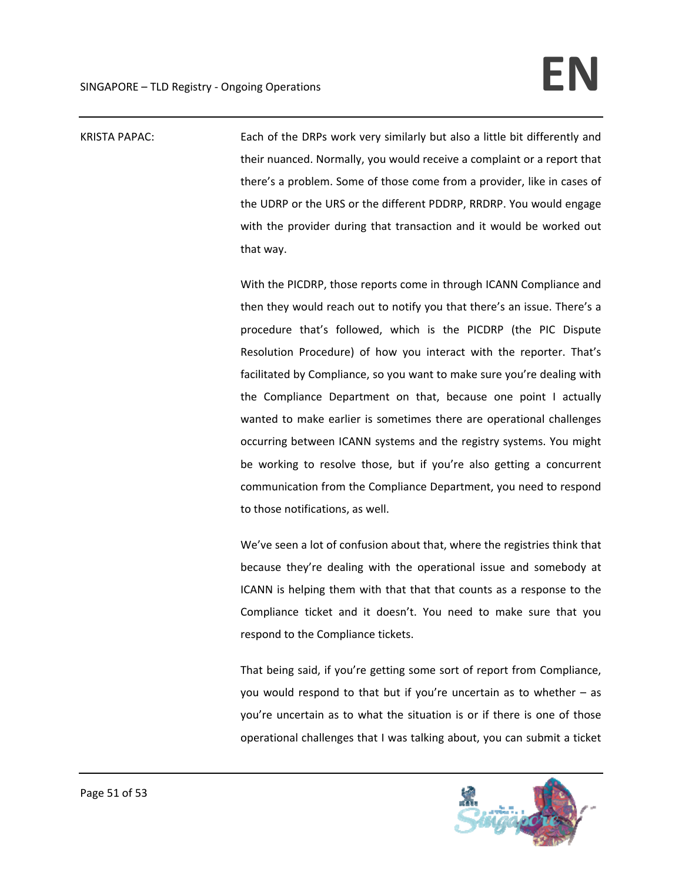KRISTA PAPAC: Each of the DRPs work very similarly but also a little bit differently and their nuanced. Normally, you would receive a complaint or a report that there's a problem. Some of those come from a provider, like in cases of the UDRP or the URS or the different PDDRP, RRDRP. You would engage with the provider during that transaction and it would be worked out that way.

With the PICDRP, those reports come in through ICANN Compliance and then they would reach out to notify you that there's an issue. There's a procedure that's followed, which is the PICDRP (the PIC Dispute Resolution Procedure) of how you interact with the reporter. That's facilitated by Compliance, so you want to make sure you're dealing with the Compliance Department on that, because one point I actually wanted to make earlier is sometimes there are operational challenges occurring between ICANN systems and the registry systems. You might be working to resolve those, but if you're also getting a concurrent communication from the Compliance Department, you need to respond to those notifications, as well.

We've seen a lot of confusion about that, where the registries think that because they're dealing with the operational issue and somebody at ICANN is helping them with that that that counts as a response to the Compliance ticket and it doesn't. You need to make sure that you respond to the Compliance tickets.

That being said, if you're getting some sort of report from Compliance, you would respond to that but if you're uncertain as to whether – as you're uncertain as to what the situation is or if there is one of those operational challenges that I was talking about, you can submit a ticket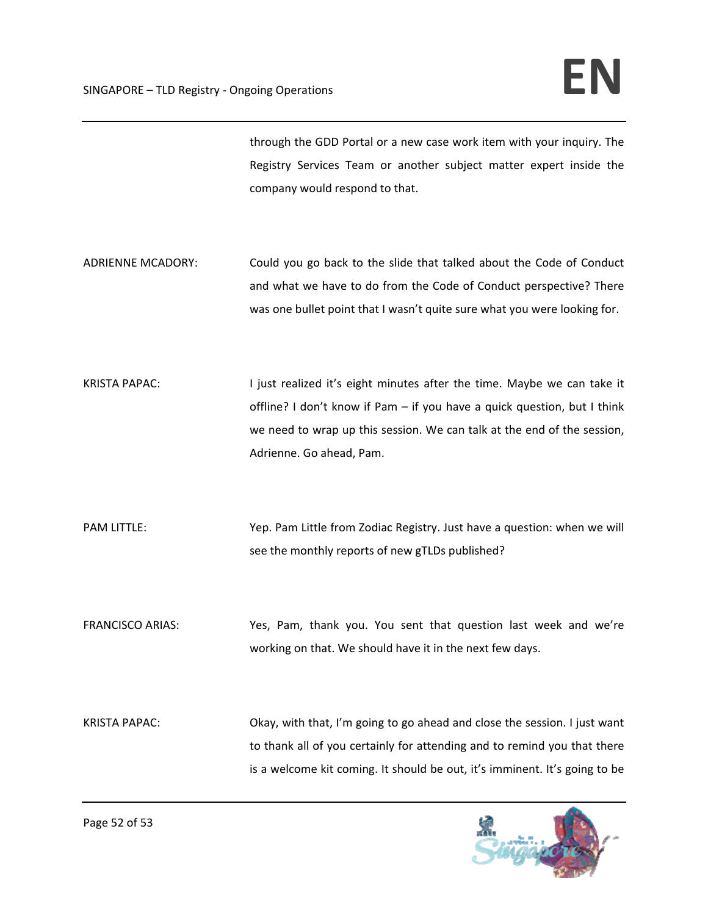through the GDD Portal or a new case work item with your inquiry. The Registry Services Team or another subject matter expert inside the company would respond to that.

ADRIENNE MCADORY: Could you go back to the slide that talked about the Code of Conduct and what we have to do from the Code of Conduct perspective? There was one bullet point that I wasn't quite sure what you were looking for.

KRISTA PAPAC: I just realized it's eight minutes after the time. Maybe we can take it offline? I don't know if Pam – if you have a quick question, but I think we need to wrap up this session. We can talk at the end of the session, Adrienne. Go ahead, Pam.

PAM LITTLE: Yep. Pam Little from Zodiac Registry. Just have a question: when we will see the monthly reports of new gTLDs published?

FRANCISCO ARIAS: Yes, Pam, thank you. You sent that question last week and we're working on that. We should have it in the next few days.

KRISTA PAPAC: Okay, with that, I'm going to go ahead and close the session. I just want to thank all of you certainly for attending and to remind you that there is a welcome kit coming. It should be out, it's imminent. It's going to be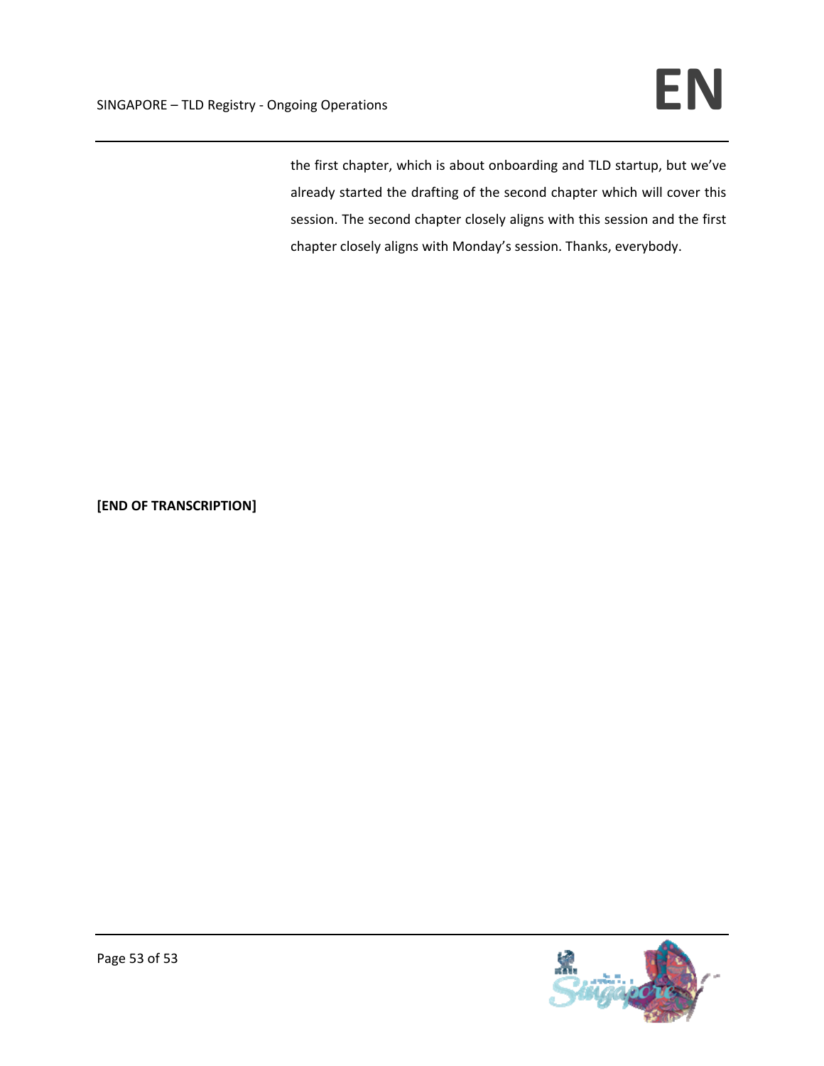the first chapter, which is about onboarding and TLD startup, but we've already started the drafting of the second chapter which will cover this session. The second chapter closely aligns with this session and the first chapter closely aligns with Monday's session. Thanks, everybody.

**[END OF TRANSCRIPTION]**